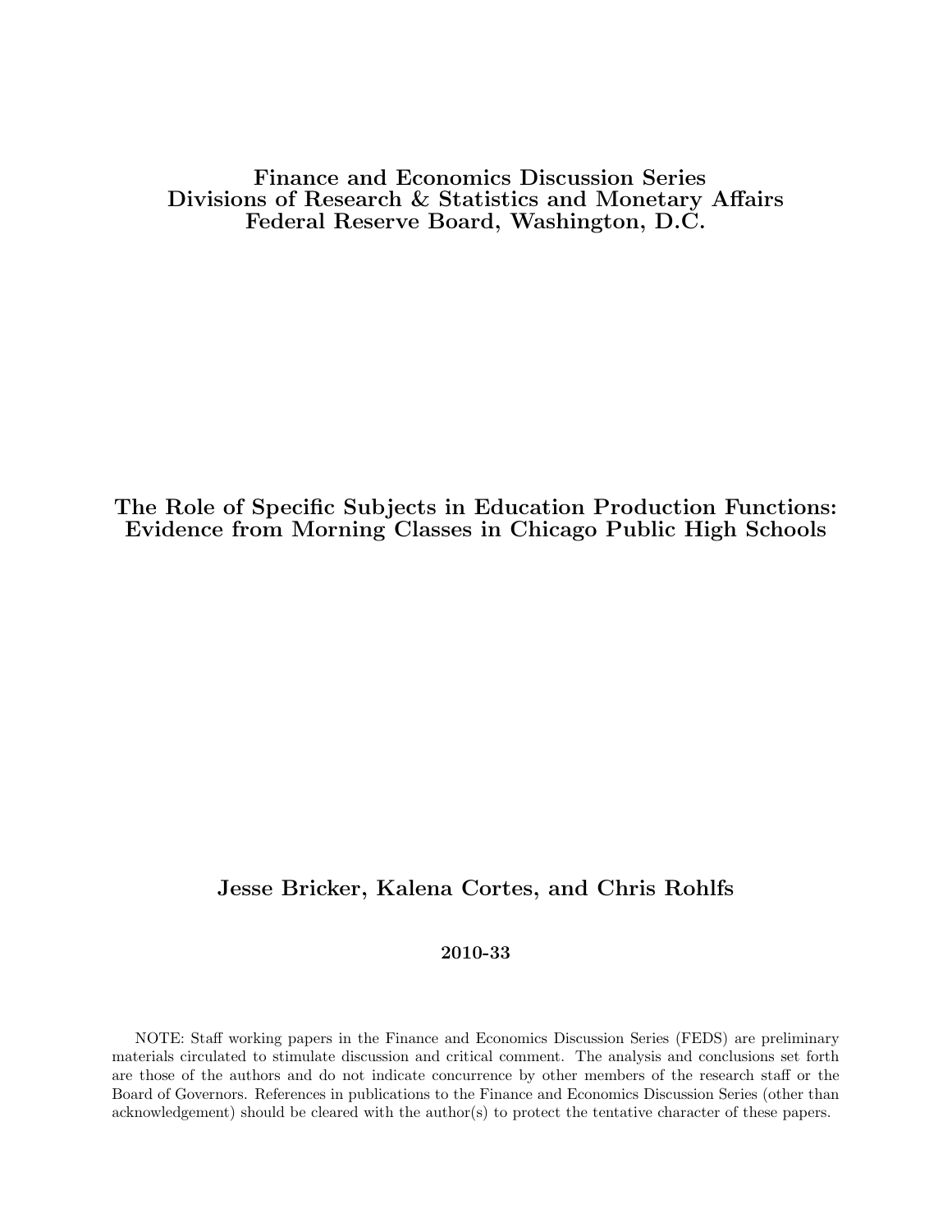**Finance and Economics Discussion Series**
**Divisions of Research & Statistics and Monetary Affairs**
**Federal Reserve Board, Washington, D.C.**

# The Role of Specific Subjects in Education Production Functions: Evidence from Morning Classes in Chicago Public High Schools

**Jesse Bricker, Kalena Cortes, and Chris Rohlfs**

**2010-33**

NOTE: Staff working papers in the Finance and Economics Discussion Series (FEDS) are preliminary materials circulated to stimulate discussion and critical comment. The analysis and conclusions set forth are those of the authors and do not indicate concurrence by other members of the research staff or the Board of Governors. References in publications to the Finance and Economics Discussion Series (other than acknowledgement) should be cleared with the author(s) to protect the tentative character of these papers.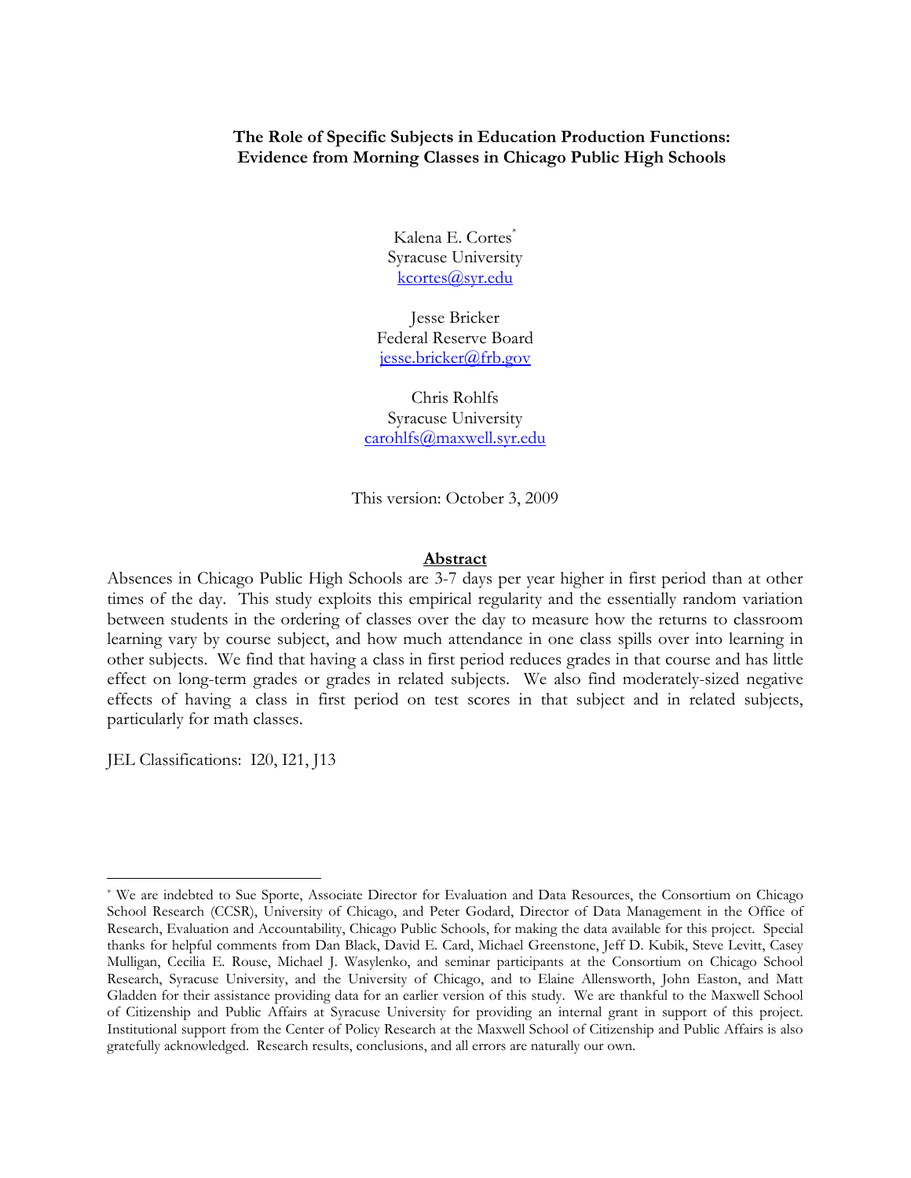**The Role of Specific Subjects in Education Production Functions: Evidence from Morning Classes in Chicago Public High Schools**

Kalena E. Cortes[*]
Syracuse University
kcortes@syr.edu

Jesse Bricker
Federal Reserve Board
jesse.bricker@frb.gov

Chris Rohlfs
Syracuse University
carohlfs@maxwell.syr.edu

This version: October 3, 2009

**Abstract**

Absences in Chicago Public High Schools are 3-7 days per year higher in first period than at other times of the day. This study exploits this empirical regularity and the essentially random variation between students in the ordering of classes over the day to measure how the returns to classroom learning vary by course subject, and how much attendance in one class spills over into learning in other subjects. We find that having a class in first period reduces grades in that course and has little effect on long-term grades or grades in related subjects. We also find moderately-sized negative effects of having a class in first period on test scores in that subject and in related subjects, particularly for math classes.

JEL Classifications: I20, I21, J13

[*] We are indebted to Sue Sporte, Associate Director for Evaluation and Data Resources, the Consortium on Chicago School Research (CCSR), University of Chicago, and Peter Godard, Director of Data Management in the Office of Research, Evaluation and Accountability, Chicago Public Schools, for making the data available for this project. Special thanks for helpful comments from Dan Black, David E. Card, Michael Greenstone, Jeff D. Kubik, Steve Levitt, Casey Mulligan, Cecilia E. Rouse, Michael J. Wasylenko, and seminar participants at the Consortium on Chicago School Research, Syracuse University, and the University of Chicago, and to Elaine Allensworth, John Easton, and Matt Gladden for their assistance providing data for an earlier version of this study. We are thankful to the Maxwell School of Citizenship and Public Affairs at Syracuse University for providing an internal grant in support of this project. Institutional support from the Center of Policy Research at the Maxwell School of Citizenship and Public Affairs is also gratefully acknowledged. Research results, conclusions, and all errors are naturally our own.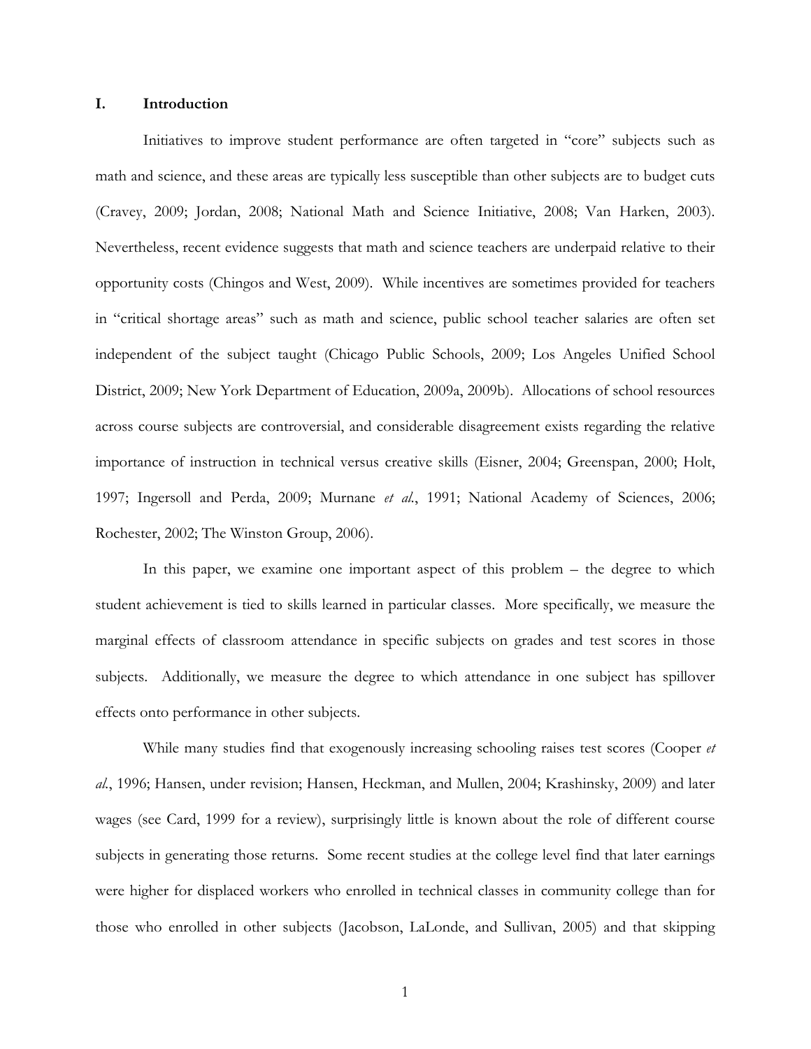## I. Introduction

Initiatives to improve student performance are often targeted in "core" subjects such as math and science, and these areas are typically less susceptible than other subjects are to budget cuts (Cravey, 2009; Jordan, 2008; National Math and Science Initiative, 2008; Van Harken, 2003). Nevertheless, recent evidence suggests that math and science teachers are underpaid relative to their opportunity costs (Chingos and West, 2009). While incentives are sometimes provided for teachers in "critical shortage areas" such as math and science, public school teacher salaries are often set independent of the subject taught (Chicago Public Schools, 2009; Los Angeles Unified School District, 2009; New York Department of Education, 2009a, 2009b). Allocations of school resources across course subjects are controversial, and considerable disagreement exists regarding the relative importance of instruction in technical versus creative skills (Eisner, 2004; Greenspan, 2000; Holt, 1997; Ingersoll and Perda, 2009; Murnane *et al.*, 1991; National Academy of Sciences, 2006; Rochester, 2002; The Winston Group, 2006).

In this paper, we examine one important aspect of this problem – the degree to which student achievement is tied to skills learned in particular classes. More specifically, we measure the marginal effects of classroom attendance in specific subjects on grades and test scores in those subjects. Additionally, we measure the degree to which attendance in one subject has spillover effects onto performance in other subjects.

While many studies find that exogenously increasing schooling raises test scores (Cooper *et al.*, 1996; Hansen, under revision; Hansen, Heckman, and Mullen, 2004; Krashinsky, 2009) and later wages (see Card, 1999 for a review), surprisingly little is known about the role of different course subjects in generating those returns. Some recent studies at the college level find that later earnings were higher for displaced workers who enrolled in technical classes in community college than for those who enrolled in other subjects (Jacobson, LaLonde, and Sullivan, 2005) and that skipping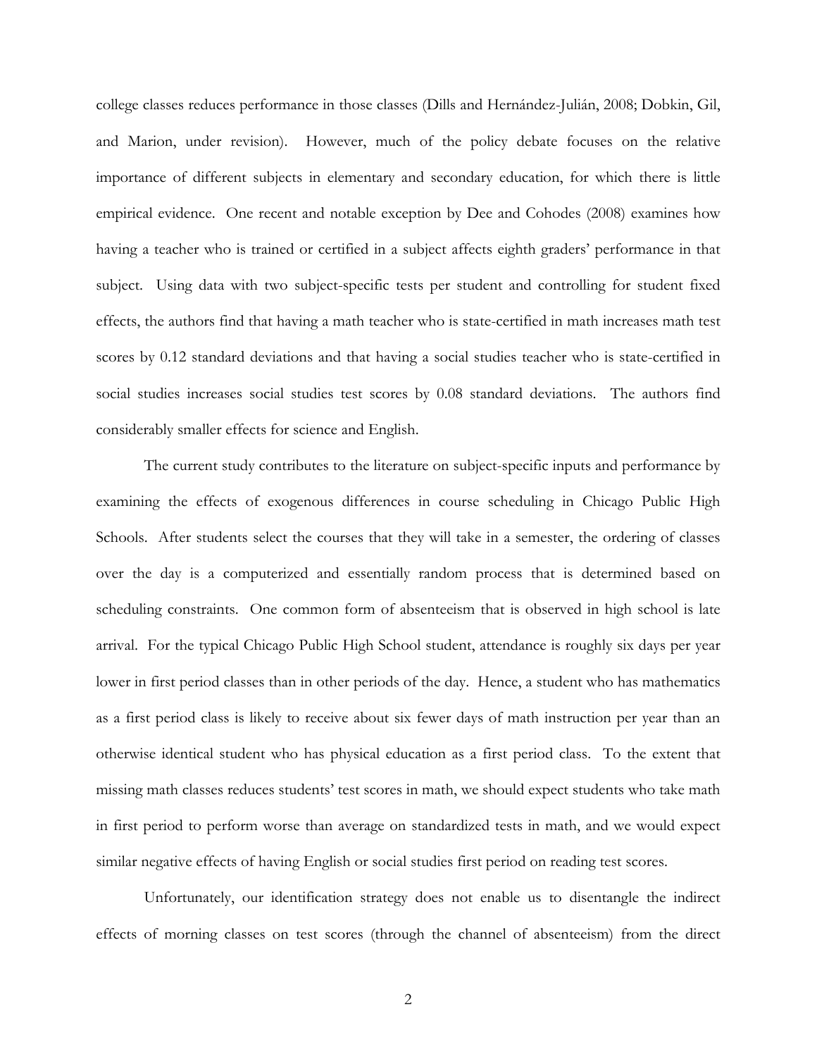college classes reduces performance in those classes (Dills and Hernández-Julián, 2008; Dobkin, Gil, and Marion, under revision). However, much of the policy debate focuses on the relative importance of different subjects in elementary and secondary education, for which there is little empirical evidence. One recent and notable exception by Dee and Cohodes (2008) examines how having a teacher who is trained or certified in a subject affects eighth graders' performance in that subject. Using data with two subject-specific tests per student and controlling for student fixed effects, the authors find that having a math teacher who is state-certified in math increases math test scores by 0.12 standard deviations and that having a social studies teacher who is state-certified in social studies increases social studies test scores by 0.08 standard deviations. The authors find considerably smaller effects for science and English.

The current study contributes to the literature on subject-specific inputs and performance by examining the effects of exogenous differences in course scheduling in Chicago Public High Schools. After students select the courses that they will take in a semester, the ordering of classes over the day is a computerized and essentially random process that is determined based on scheduling constraints. One common form of absenteeism that is observed in high school is late arrival. For the typical Chicago Public High School student, attendance is roughly six days per year lower in first period classes than in other periods of the day. Hence, a student who has mathematics as a first period class is likely to receive about six fewer days of math instruction per year than an otherwise identical student who has physical education as a first period class. To the extent that missing math classes reduces students' test scores in math, we should expect students who take math in first period to perform worse than average on standardized tests in math, and we would expect similar negative effects of having English or social studies first period on reading test scores.

Unfortunately, our identification strategy does not enable us to disentangle the indirect effects of morning classes on test scores (through the channel of absenteeism) from the direct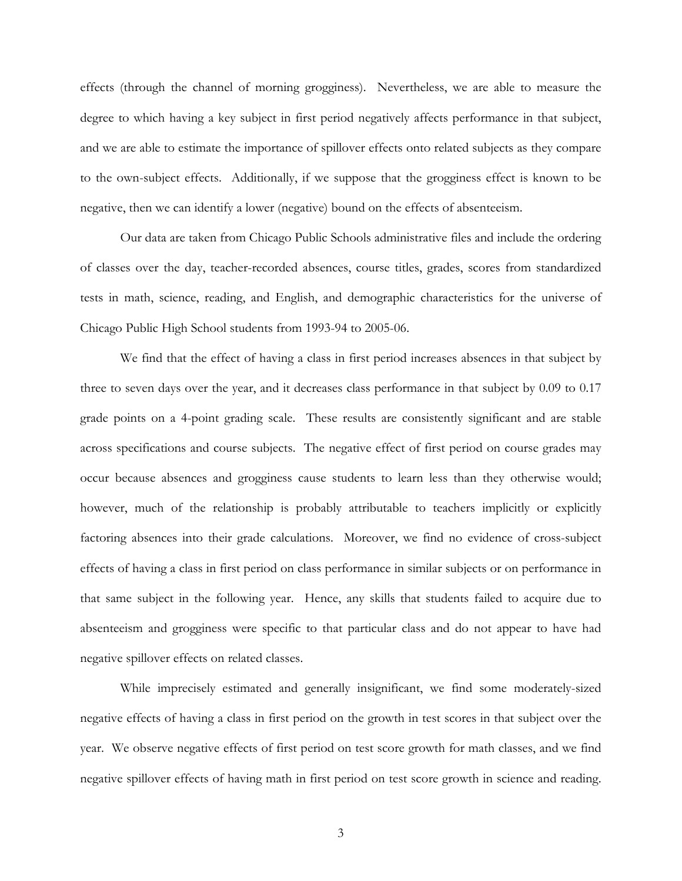effects (through the channel of morning grogginess). Nevertheless, we are able to measure the degree to which having a key subject in first period negatively affects performance in that subject, and we are able to estimate the importance of spillover effects onto related subjects as they compare to the own-subject effects. Additionally, if we suppose that the grogginess effect is known to be negative, then we can identify a lower (negative) bound on the effects of absenteeism.

Our data are taken from Chicago Public Schools administrative files and include the ordering of classes over the day, teacher-recorded absences, course titles, grades, scores from standardized tests in math, science, reading, and English, and demographic characteristics for the universe of Chicago Public High School students from 1993-94 to 2005-06.

We find that the effect of having a class in first period increases absences in that subject by three to seven days over the year, and it decreases class performance in that subject by 0.09 to 0.17 grade points on a 4-point grading scale. These results are consistently significant and are stable across specifications and course subjects. The negative effect of first period on course grades may occur because absences and grogginess cause students to learn less than they otherwise would; however, much of the relationship is probably attributable to teachers implicitly or explicitly factoring absences into their grade calculations. Moreover, we find no evidence of cross-subject effects of having a class in first period on class performance in similar subjects or on performance in that same subject in the following year. Hence, any skills that students failed to acquire due to absenteeism and grogginess were specific to that particular class and do not appear to have had negative spillover effects on related classes.

While imprecisely estimated and generally insignificant, we find some moderately-sized negative effects of having a class in first period on the growth in test scores in that subject over the year. We observe negative effects of first period on test score growth for math classes, and we find negative spillover effects of having math in first period on test score growth in science and reading.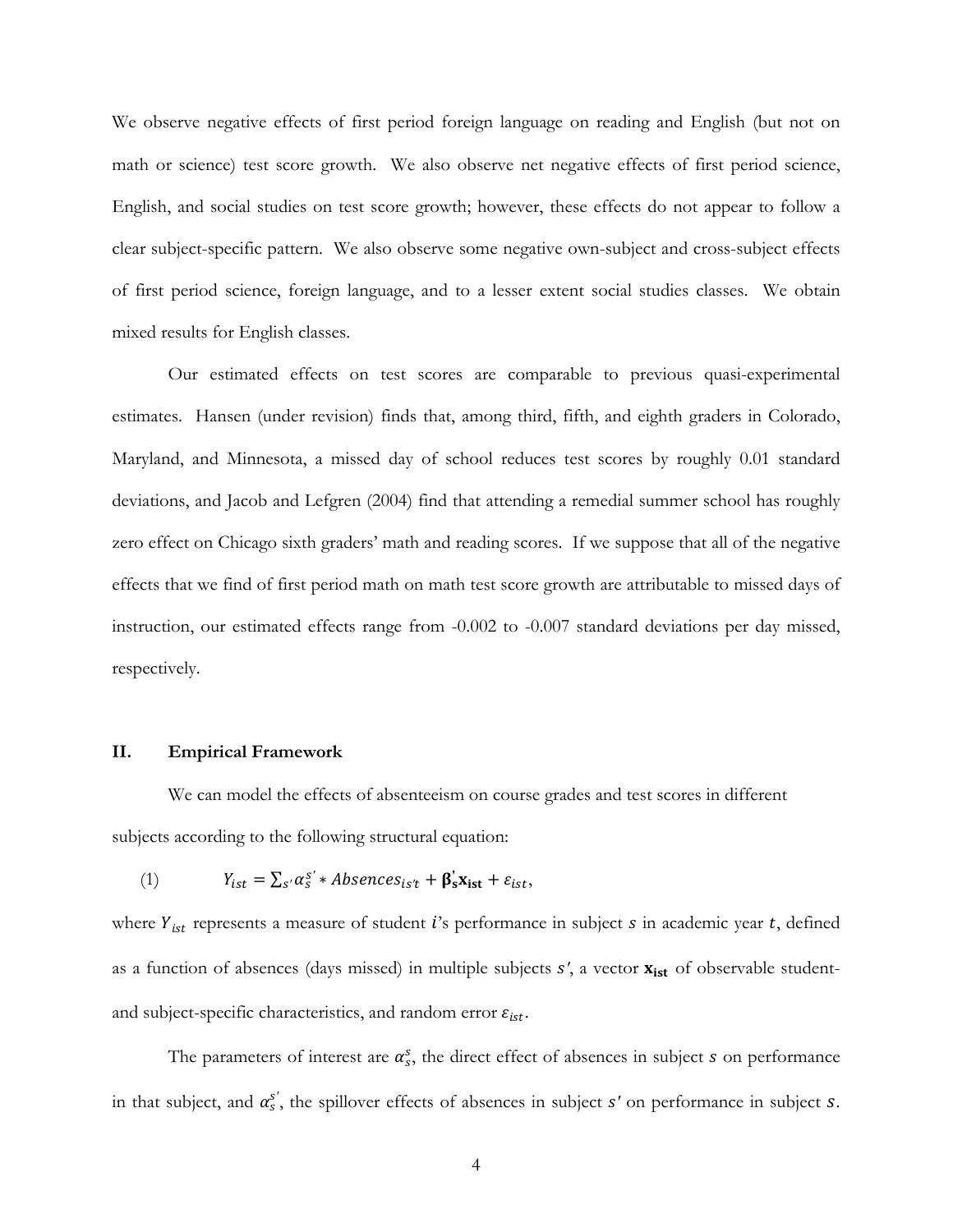We observe negative effects of first period foreign language on reading and English (but not on math or science) test score growth. We also observe net negative effects of first period science, English, and social studies on test score growth; however, these effects do not appear to follow a clear subject-specific pattern. We also observe some negative own-subject and cross-subject effects of first period science, foreign language, and to a lesser extent social studies classes. We obtain mixed results for English classes.

Our estimated effects on test scores are comparable to previous quasi-experimental estimates. Hansen (under revision) finds that, among third, fifth, and eighth graders in Colorado, Maryland, and Minnesota, a missed day of school reduces test scores by roughly 0.01 standard deviations, and Jacob and Lefgren (2004) find that attending a remedial summer school has roughly zero effect on Chicago sixth graders' math and reading scores. If we suppose that all of the negative effects that we find of first period math on math test score growth are attributable to missed days of instruction, our estimated effects range from -0.002 to -0.007 standard deviations per day missed, respectively.

## II. Empirical Framework

We can model the effects of absenteeism on course grades and test scores in different subjects according to the following structural equation:

$$(1) \qquad Y_{ist} = \sum_{s'} \alpha_s^{s'} * Absences_{is't} + \boldsymbol{\beta}_{\mathbf{s}}^{'} \mathbf{x}_{\mathbf{ist}} + \varepsilon_{ist},$$

where $Y_{ist}$ represents a measure of student $i$'s performance in subject $s$ in academic year $t$, defined as a function of absences (days missed) in multiple subjects $s'$, a vector $\mathbf{x}_{\mathbf{ist}}$ of observable student- and subject-specific characteristics, and random error $\varepsilon_{ist}$.

The parameters of interest are $\alpha_s^s$, the direct effect of absences in subject $s$ on performance in that subject, and $\alpha_s^{s'}$, the spillover effects of absences in subject $s'$ on performance in subject $s$.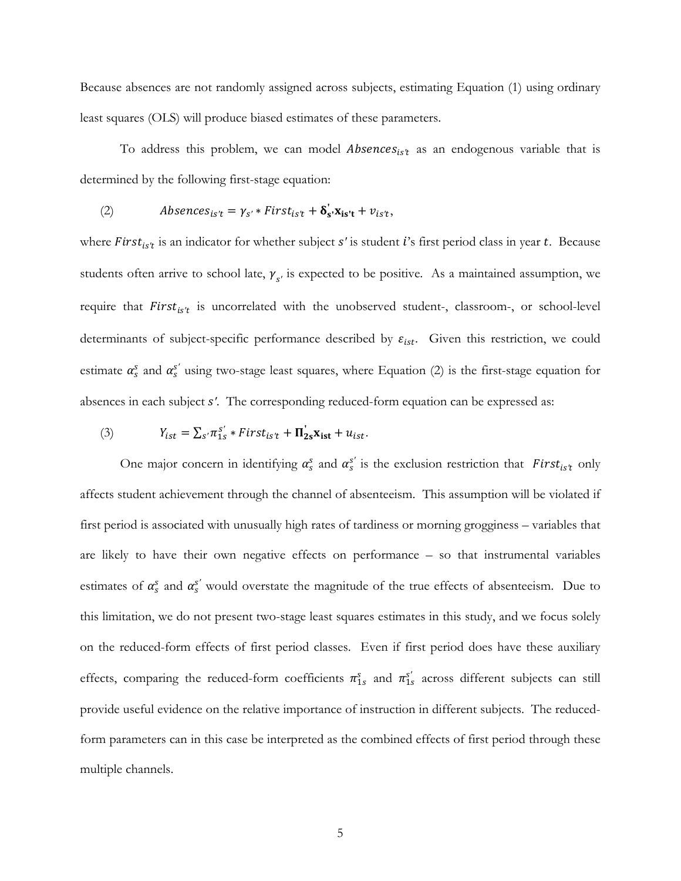Because absences are not randomly assigned across subjects, estimating Equation (1) using ordinary least squares (OLS) will produce biased estimates of these parameters.

To address this problem, we can model $Absences_{is't}$ as an endogenous variable that is determined by the following first-stage equation:

$$(2) \qquad Absences_{is't} = \gamma_{s'} * First_{is't} + \boldsymbol{\delta}_{\mathbf{s'}}^{'}\mathbf{x}_{\mathbf{is't}} + v_{is't},$$

where $First_{is't}$ is an indicator for whether subject $s'$ is student $i$'s first period class in year $t$. Because students often arrive to school late, $\gamma_{s'}$ is expected to be positive. As a maintained assumption, we require that $First_{is't}$ is uncorrelated with the unobserved student-, classroom-, or school-level determinants of subject-specific performance described by $\varepsilon_{ist}$. Given this restriction, we could estimate $\alpha_s^s$ and $\alpha_s^{s'}$ using two-stage least squares, where Equation (2) is the first-stage equation for absences in each subject $s'$. The corresponding reduced-form equation can be expressed as:

$$(3) \qquad Y_{ist} = \sum_{s'} \pi_{1s}^{s'} * First_{is't} + \boldsymbol{\Pi}_{\mathbf{2s}}^{'}\mathbf{x}_{\mathbf{ist}} + u_{ist}.$$

One major concern in identifying $\alpha_s^s$ and $\alpha_s^{s'}$ is the exclusion restriction that $First_{is't}$ only affects student achievement through the channel of absenteeism. This assumption will be violated if first period is associated with unusually high rates of tardiness or morning grogginess – variables that are likely to have their own negative effects on performance – so that instrumental variables estimates of $\alpha_s^s$ and $\alpha_s^{s'}$ would overstate the magnitude of the true effects of absenteeism. Due to this limitation, we do not present two-stage least squares estimates in this study, and we focus solely on the reduced-form effects of first period classes. Even if first period does have these auxiliary effects, comparing the reduced-form coefficients $\pi_{1s}^s$ and $\pi_{1s}^{s'}$ across different subjects can still provide useful evidence on the relative importance of instruction in different subjects. The reduced-form parameters can in this case be interpreted as the combined effects of first period through these multiple channels.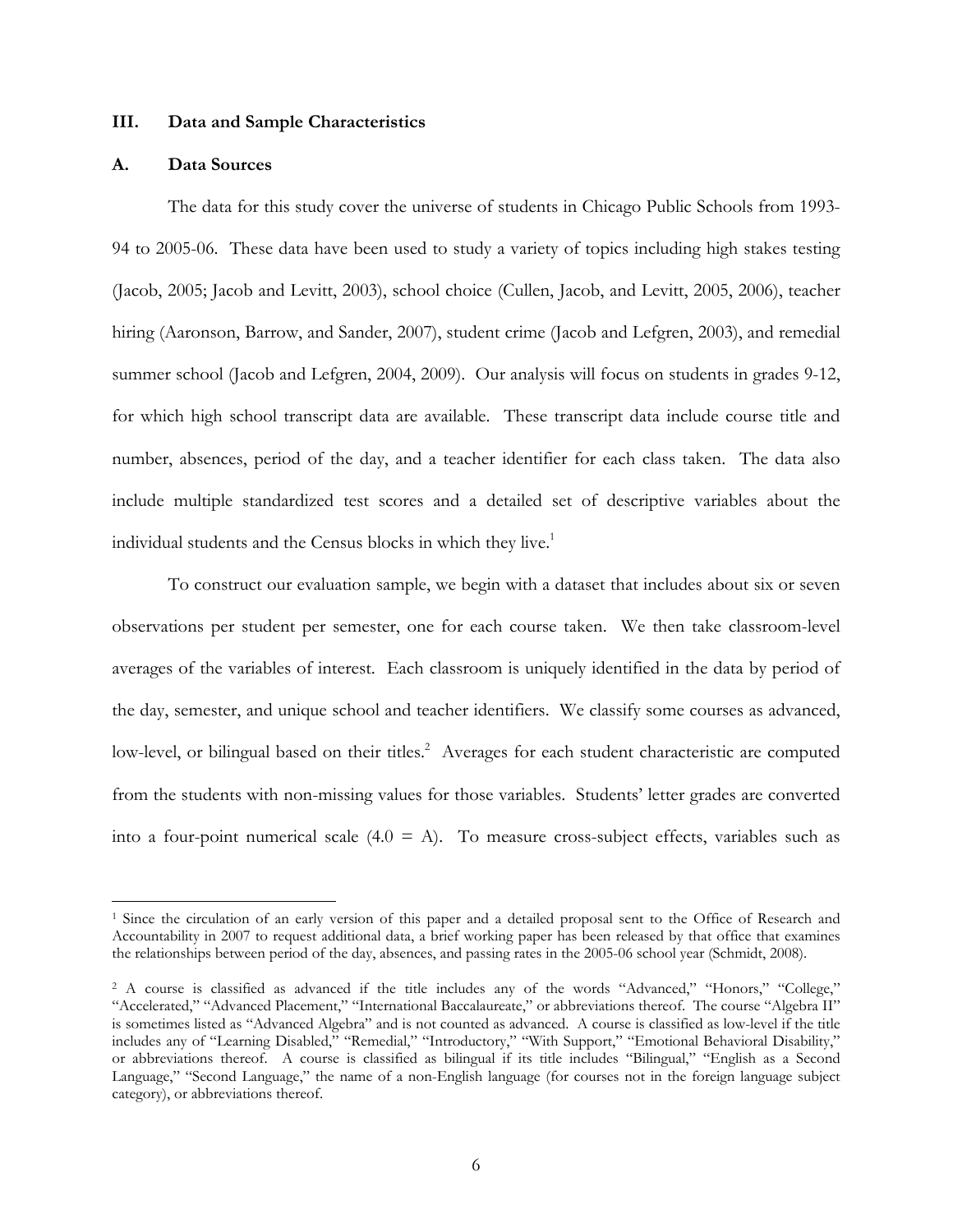## III. Data and Sample Characteristics

### A. Data Sources

The data for this study cover the universe of students in Chicago Public Schools from 1993-94 to 2005-06. These data have been used to study a variety of topics including high stakes testing (Jacob, 2005; Jacob and Levitt, 2003), school choice (Cullen, Jacob, and Levitt, 2005, 2006), teacher hiring (Aaronson, Barrow, and Sander, 2007), student crime (Jacob and Lefgren, 2003), and remedial summer school (Jacob and Lefgren, 2004, 2009). Our analysis will focus on students in grades 9-12, for which high school transcript data are available. These transcript data include course title and number, absences, period of the day, and a teacher identifier for each class taken. The data also include multiple standardized test scores and a detailed set of descriptive variables about the individual students and the Census blocks in which they live.[1]

To construct our evaluation sample, we begin with a dataset that includes about six or seven observations per student per semester, one for each course taken. We then take classroom-level averages of the variables of interest. Each classroom is uniquely identified in the data by period of the day, semester, and unique school and teacher identifiers. We classify some courses as advanced, low-level, or bilingual based on their titles.[2] Averages for each student characteristic are computed from the students with non-missing values for those variables. Students' letter grades are converted into a four-point numerical scale (4.0 = A). To measure cross-subject effects, variables such as

---

[1] Since the circulation of an early version of this paper and a detailed proposal sent to the Office of Research and Accountability in 2007 to request additional data, a brief working paper has been released by that office that examines the relationships between period of the day, absences, and passing rates in the 2005-06 school year (Schmidt, 2008).

[2] A course is classified as advanced if the title includes any of the words "Advanced," "Honors," "College," "Accelerated," "Advanced Placement," "International Baccalaureate," or abbreviations thereof. The course "Algebra II" is sometimes listed as "Advanced Algebra" and is not counted as advanced. A course is classified as low-level if the title includes any of "Learning Disabled," "Remedial," "Introductory," "With Support," "Emotional Behavioral Disability," or abbreviations thereof. A course is classified as bilingual if its title includes "Bilingual," "English as a Second Language," "Second Language," the name of a non-English language (for courses not in the foreign language subject category), or abbreviations thereof.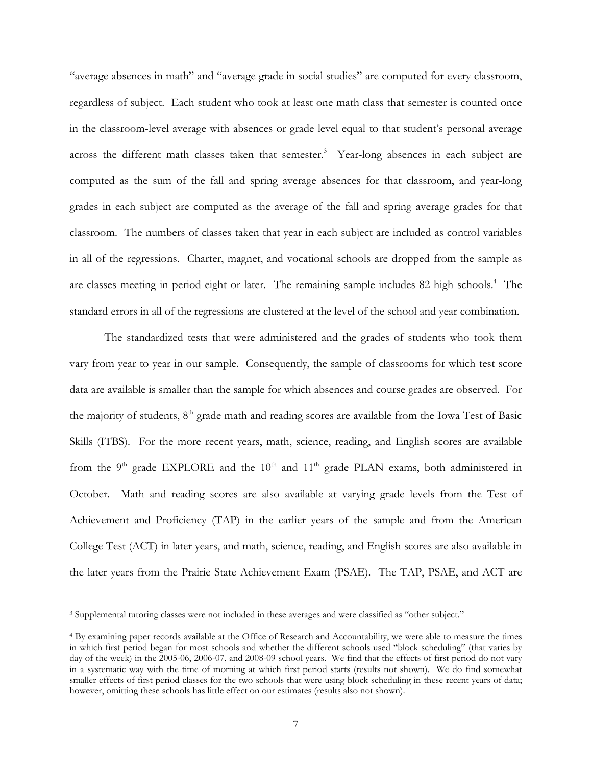"average absences in math" and "average grade in social studies" are computed for every classroom, regardless of subject. Each student who took at least one math class that semester is counted once in the classroom-level average with absences or grade level equal to that student's personal average across the different math classes taken that semester.[3] Year-long absences in each subject are computed as the sum of the fall and spring average absences for that classroom, and year-long grades in each subject are computed as the average of the fall and spring average grades for that classroom. The numbers of classes taken that year in each subject are included as control variables in all of the regressions. Charter, magnet, and vocational schools are dropped from the sample as are classes meeting in period eight or later. The remaining sample includes 82 high schools.[4] The standard errors in all of the regressions are clustered at the level of the school and year combination.

The standardized tests that were administered and the grades of students who took them vary from year to year in our sample. Consequently, the sample of classrooms for which test score data are available is smaller than the sample for which absences and course grades are observed. For the majority of students, 8th grade math and reading scores are available from the Iowa Test of Basic Skills (ITBS). For the more recent years, math, science, reading, and English scores are available from the 9th grade EXPLORE and the 10th and 11th grade PLAN exams, both administered in October. Math and reading scores are also available at varying grade levels from the Test of Achievement and Proficiency (TAP) in the earlier years of the sample and from the American College Test (ACT) in later years, and math, science, reading, and English scores are also available in the later years from the Prairie State Achievement Exam (PSAE). The TAP, PSAE, and ACT are

---

[3] Supplemental tutoring classes were not included in these averages and were classified as "other subject."

[4] By examining paper records available at the Office of Research and Accountability, we were able to measure the times in which first period began for most schools and whether the different schools used "block scheduling" (that varies by day of the week) in the 2005-06, 2006-07, and 2008-09 school years. We find that the effects of first period do not vary in a systematic way with the time of morning at which first period starts (results not shown). We do find somewhat smaller effects of first period classes for the two schools that were using block scheduling in these recent years of data; however, omitting these schools has little effect on our estimates (results also not shown).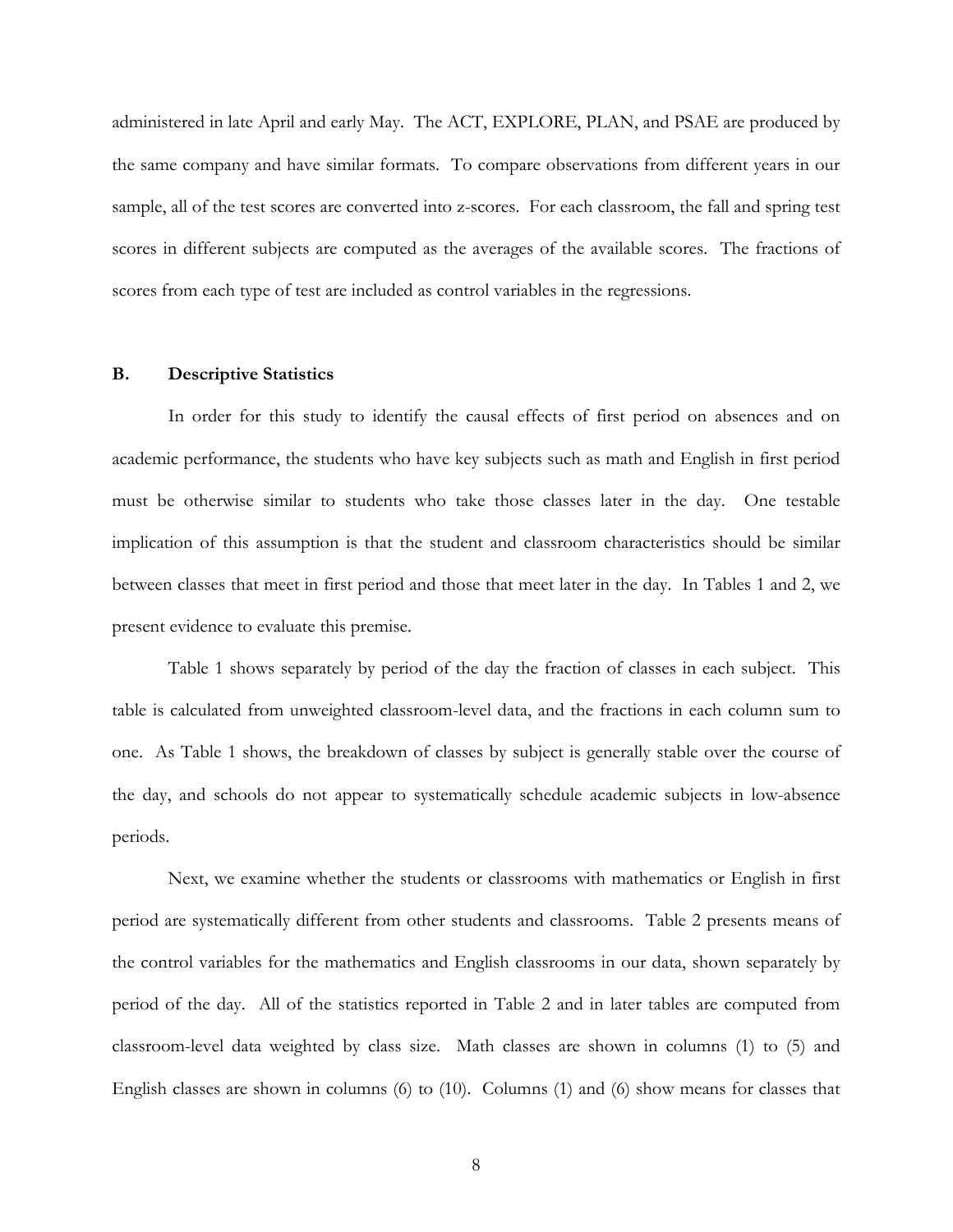administered in late April and early May. The ACT, EXPLORE, PLAN, and PSAE are produced by the same company and have similar formats. To compare observations from different years in our sample, all of the test scores are converted into z-scores. For each classroom, the fall and spring test scores in different subjects are computed as the averages of the available scores. The fractions of scores from each type of test are included as control variables in the regressions.

### B. Descriptive Statistics

In order for this study to identify the causal effects of first period on absences and on academic performance, the students who have key subjects such as math and English in first period must be otherwise similar to students who take those classes later in the day. One testable implication of this assumption is that the student and classroom characteristics should be similar between classes that meet in first period and those that meet later in the day. In Tables 1 and 2, we present evidence to evaluate this premise.

Table 1 shows separately by period of the day the fraction of classes in each subject. This table is calculated from unweighted classroom-level data, and the fractions in each column sum to one. As Table 1 shows, the breakdown of classes by subject is generally stable over the course of the day, and schools do not appear to systematically schedule academic subjects in low-absence periods.

Next, we examine whether the students or classrooms with mathematics or English in first period are systematically different from other students and classrooms. Table 2 presents means of the control variables for the mathematics and English classrooms in our data, shown separately by period of the day. All of the statistics reported in Table 2 and in later tables are computed from classroom-level data weighted by class size. Math classes are shown in columns (1) to (5) and English classes are shown in columns (6) to (10). Columns (1) and (6) show means for classes that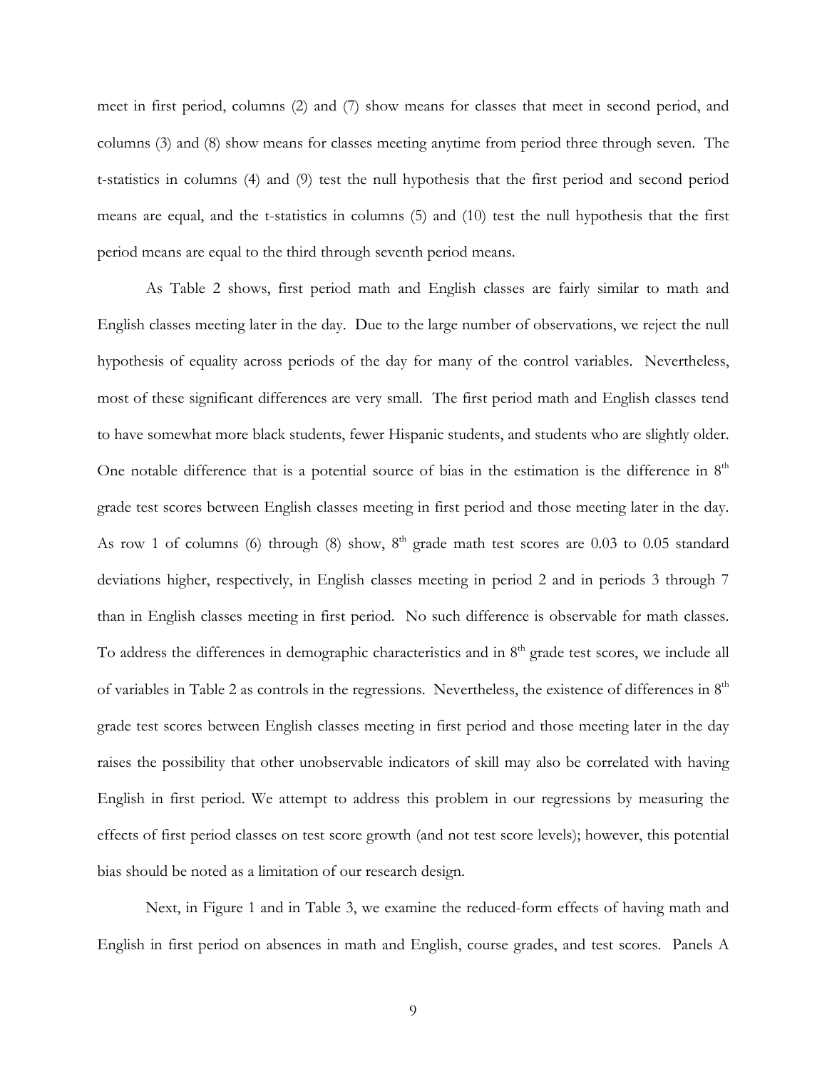meet in first period, columns (2) and (7) show means for classes that meet in second period, and columns (3) and (8) show means for classes meeting anytime from period three through seven. The t-statistics in columns (4) and (9) test the null hypothesis that the first period and second period means are equal, and the t-statistics in columns (5) and (10) test the null hypothesis that the first period means are equal to the third through seventh period means.

As Table 2 shows, first period math and English classes are fairly similar to math and English classes meeting later in the day. Due to the large number of observations, we reject the null hypothesis of equality across periods of the day for many of the control variables. Nevertheless, most of these significant differences are very small. The first period math and English classes tend to have somewhat more black students, fewer Hispanic students, and students who are slightly older. One notable difference that is a potential source of bias in the estimation is the difference in 8<sup>th</sup> grade test scores between English classes meeting in first period and those meeting later in the day. As row 1 of columns (6) through (8) show, 8<sup>th</sup> grade math test scores are 0.03 to 0.05 standard deviations higher, respectively, in English classes meeting in period 2 and in periods 3 through 7 than in English classes meeting in first period. No such difference is observable for math classes. To address the differences in demographic characteristics and in 8<sup>th</sup> grade test scores, we include all of variables in Table 2 as controls in the regressions. Nevertheless, the existence of differences in 8<sup>th</sup> grade test scores between English classes meeting in first period and those meeting later in the day raises the possibility that other unobservable indicators of skill may also be correlated with having English in first period. We attempt to address this problem in our regressions by measuring the effects of first period classes on test score growth (and not test score levels); however, this potential bias should be noted as a limitation of our research design.

Next, in Figure 1 and in Table 3, we examine the reduced-form effects of having math and English in first period on absences in math and English, course grades, and test scores. Panels A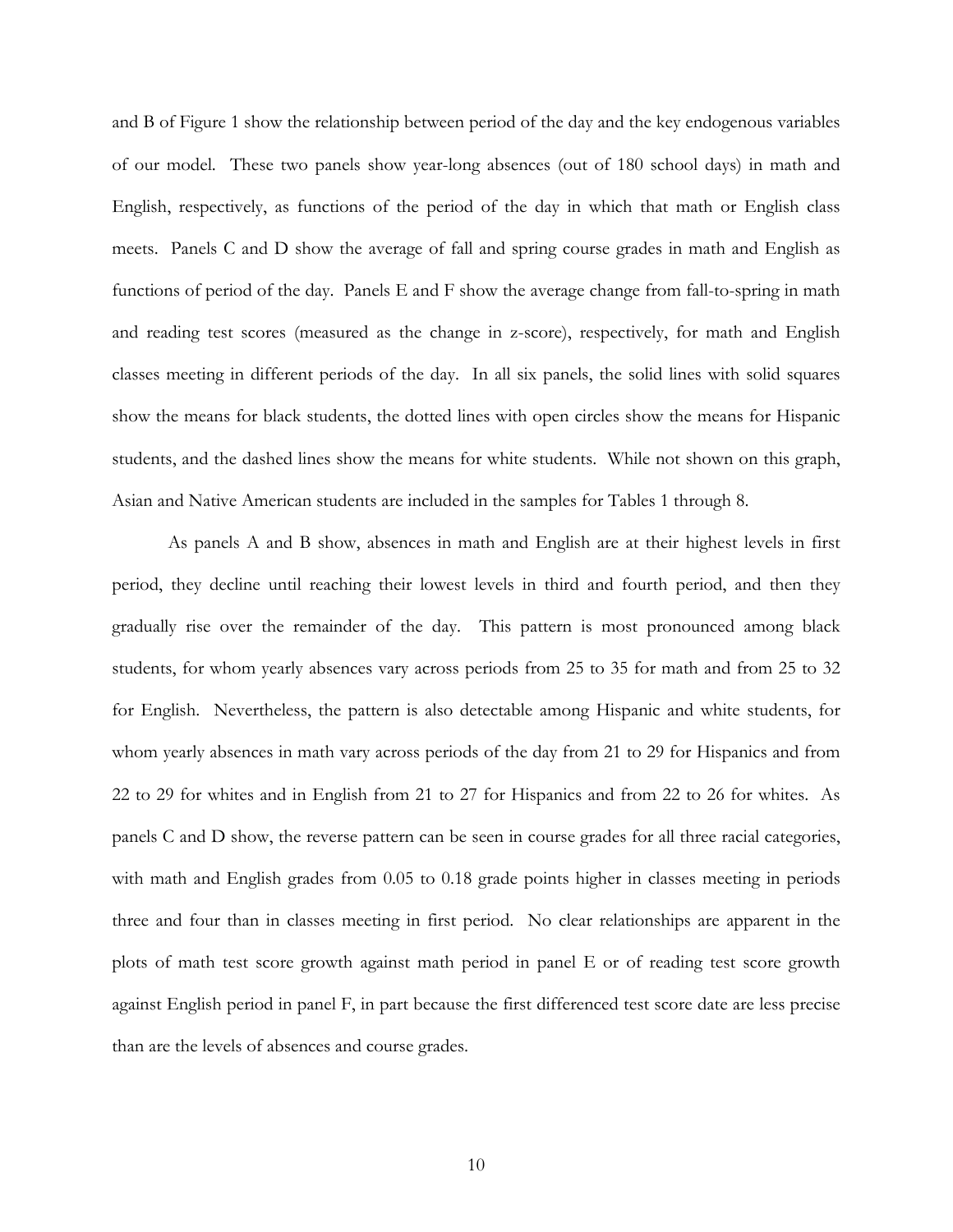and B of Figure 1 show the relationship between period of the day and the key endogenous variables of our model. These two panels show year-long absences (out of 180 school days) in math and English, respectively, as functions of the period of the day in which that math or English class meets. Panels C and D show the average of fall and spring course grades in math and English as functions of period of the day. Panels E and F show the average change from fall-to-spring in math and reading test scores (measured as the change in z-score), respectively, for math and English classes meeting in different periods of the day. In all six panels, the solid lines with solid squares show the means for black students, the dotted lines with open circles show the means for Hispanic students, and the dashed lines show the means for white students. While not shown on this graph, Asian and Native American students are included in the samples for Tables 1 through 8.

As panels A and B show, absences in math and English are at their highest levels in first period, they decline until reaching their lowest levels in third and fourth period, and then they gradually rise over the remainder of the day. This pattern is most pronounced among black students, for whom yearly absences vary across periods from 25 to 35 for math and from 25 to 32 for English. Nevertheless, the pattern is also detectable among Hispanic and white students, for whom yearly absences in math vary across periods of the day from 21 to 29 for Hispanics and from 22 to 29 for whites and in English from 21 to 27 for Hispanics and from 22 to 26 for whites. As panels C and D show, the reverse pattern can be seen in course grades for all three racial categories, with math and English grades from 0.05 to 0.18 grade points higher in classes meeting in periods three and four than in classes meeting in first period. No clear relationships are apparent in the plots of math test score growth against math period in panel E or of reading test score growth against English period in panel F, in part because the first differenced test score date are less precise than are the levels of absences and course grades.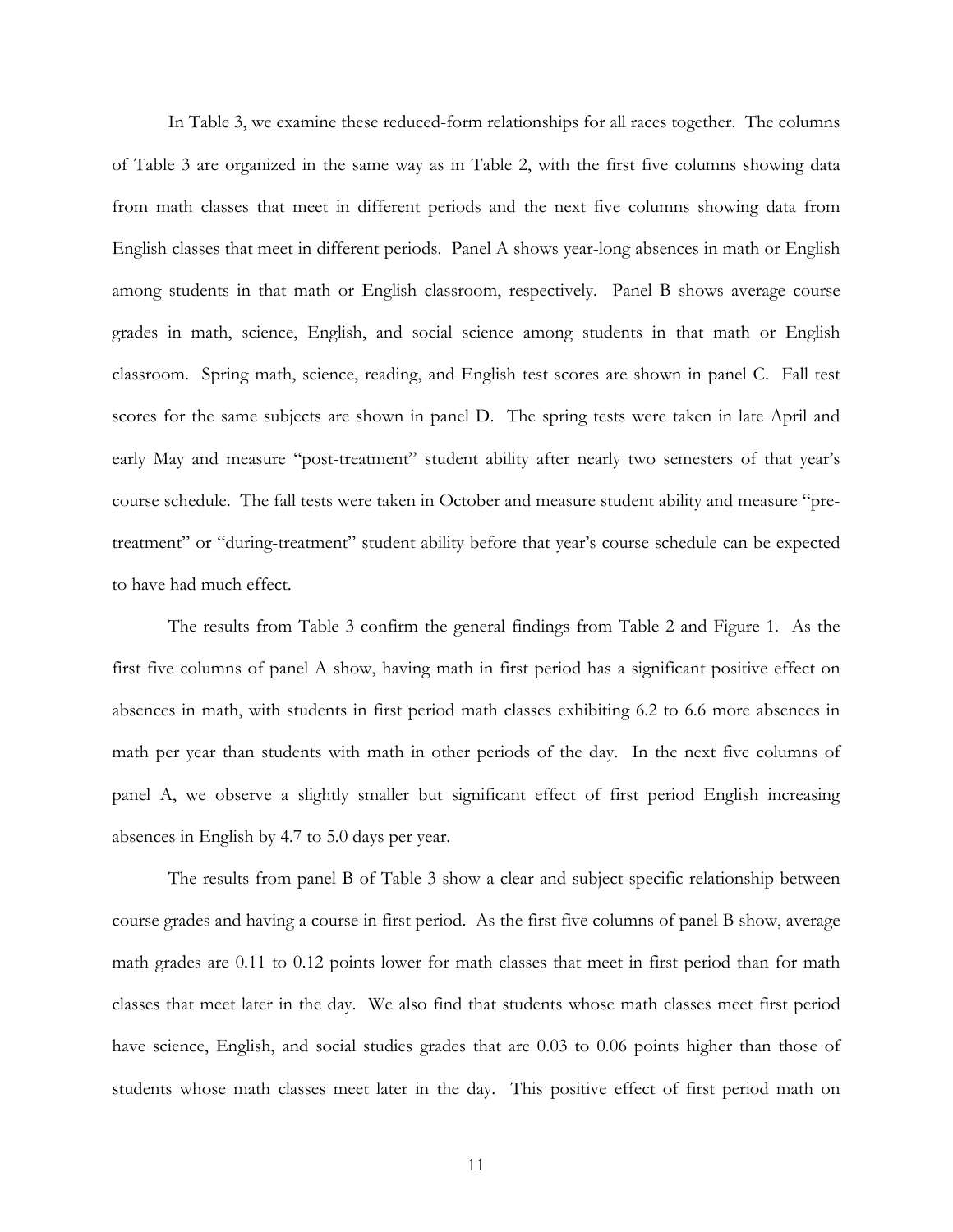In Table 3, we examine these reduced-form relationships for all races together. The columns of Table 3 are organized in the same way as in Table 2, with the first five columns showing data from math classes that meet in different periods and the next five columns showing data from English classes that meet in different periods. Panel A shows year-long absences in math or English among students in that math or English classroom, respectively. Panel B shows average course grades in math, science, English, and social science among students in that math or English classroom. Spring math, science, reading, and English test scores are shown in panel C. Fall test scores for the same subjects are shown in panel D. The spring tests were taken in late April and early May and measure "post-treatment" student ability after nearly two semesters of that year's course schedule. The fall tests were taken in October and measure student ability and measure "pre-treatment" or "during-treatment" student ability before that year's course schedule can be expected to have had much effect.

The results from Table 3 confirm the general findings from Table 2 and Figure 1. As the first five columns of panel A show, having math in first period has a significant positive effect on absences in math, with students in first period math classes exhibiting 6.2 to 6.6 more absences in math per year than students with math in other periods of the day. In the next five columns of panel A, we observe a slightly smaller but significant effect of first period English increasing absences in English by 4.7 to 5.0 days per year.

The results from panel B of Table 3 show a clear and subject-specific relationship between course grades and having a course in first period. As the first five columns of panel B show, average math grades are 0.11 to 0.12 points lower for math classes that meet in first period than for math classes that meet later in the day. We also find that students whose math classes meet first period have science, English, and social studies grades that are 0.03 to 0.06 points higher than those of students whose math classes meet later in the day. This positive effect of first period math on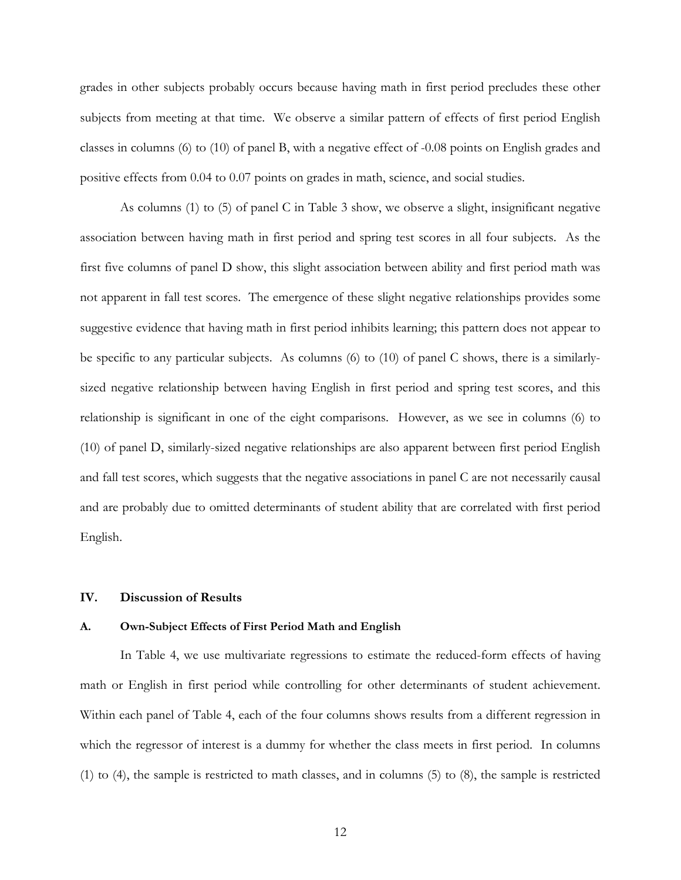grades in other subjects probably occurs because having math in first period precludes these other subjects from meeting at that time. We observe a similar pattern of effects of first period English classes in columns (6) to (10) of panel B, with a negative effect of -0.08 points on English grades and positive effects from 0.04 to 0.07 points on grades in math, science, and social studies.

As columns (1) to (5) of panel C in Table 3 show, we observe a slight, insignificant negative association between having math in first period and spring test scores in all four subjects. As the first five columns of panel D show, this slight association between ability and first period math was not apparent in fall test scores. The emergence of these slight negative relationships provides some suggestive evidence that having math in first period inhibits learning; this pattern does not appear to be specific to any particular subjects. As columns (6) to (10) of panel C shows, there is a similarly-sized negative relationship between having English in first period and spring test scores, and this relationship is significant in one of the eight comparisons. However, as we see in columns (6) to (10) of panel D, similarly-sized negative relationships are also apparent between first period English and fall test scores, which suggests that the negative associations in panel C are not necessarily causal and are probably due to omitted determinants of student ability that are correlated with first period English.

## IV. Discussion of Results

### A. Own-Subject Effects of First Period Math and English

In Table 4, we use multivariate regressions to estimate the reduced-form effects of having math or English in first period while controlling for other determinants of student achievement. Within each panel of Table 4, each of the four columns shows results from a different regression in which the regressor of interest is a dummy for whether the class meets in first period. In columns (1) to (4), the sample is restricted to math classes, and in columns (5) to (8), the sample is restricted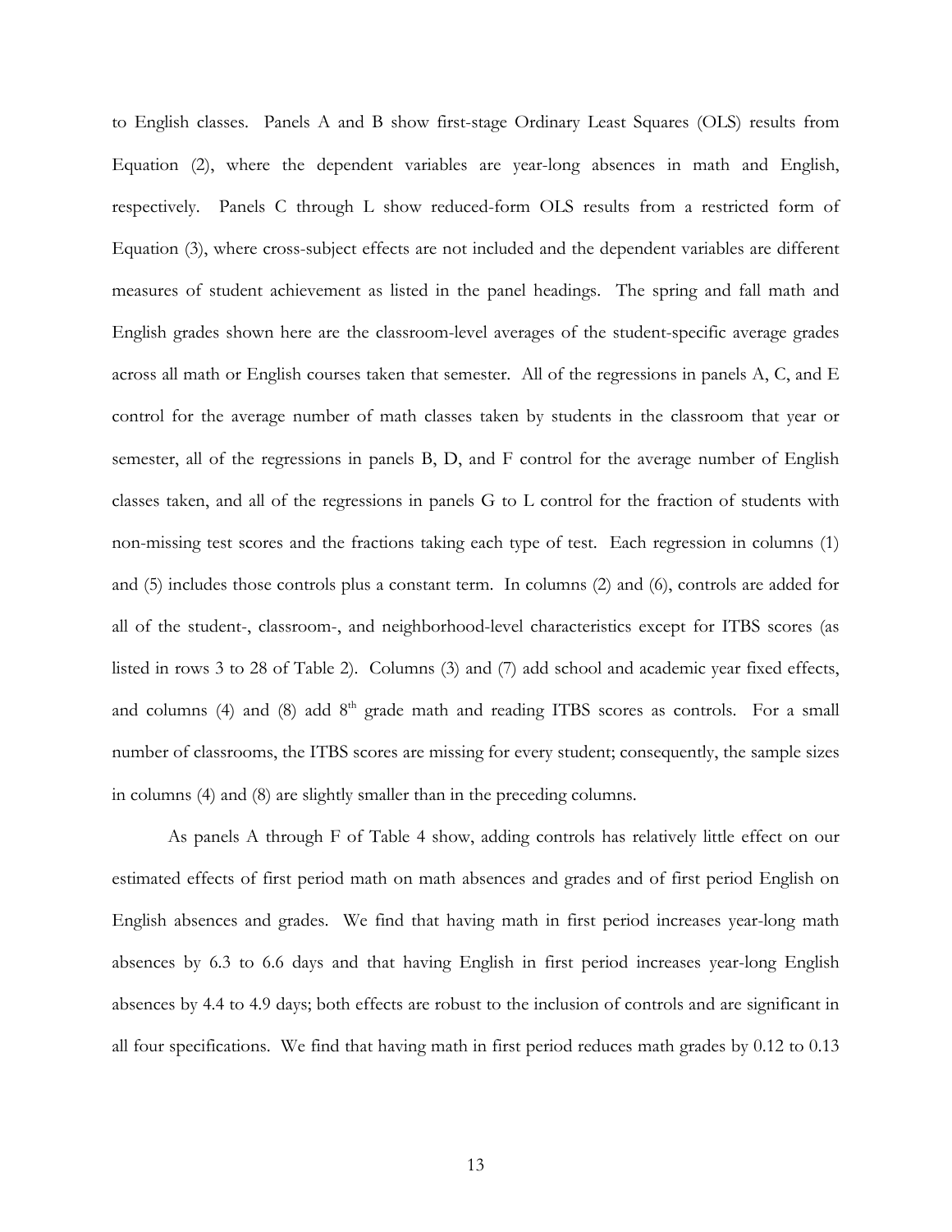to English classes. Panels A and B show first-stage Ordinary Least Squares (OLS) results from Equation (2), where the dependent variables are year-long absences in math and English, respectively. Panels C through L show reduced-form OLS results from a restricted form of Equation (3), where cross-subject effects are not included and the dependent variables are different measures of student achievement as listed in the panel headings. The spring and fall math and English grades shown here are the classroom-level averages of the student-specific average grades across all math or English courses taken that semester. All of the regressions in panels A, C, and E control for the average number of math classes taken by students in the classroom that year or semester, all of the regressions in panels B, D, and F control for the average number of English classes taken, and all of the regressions in panels G to L control for the fraction of students with non-missing test scores and the fractions taking each type of test. Each regression in columns (1) and (5) includes those controls plus a constant term. In columns (2) and (6), controls are added for all of the student-, classroom-, and neighborhood-level characteristics except for ITBS scores (as listed in rows 3 to 28 of Table 2). Columns (3) and (7) add school and academic year fixed effects, and columns (4) and (8) add 8th grade math and reading ITBS scores as controls. For a small number of classrooms, the ITBS scores are missing for every student; consequently, the sample sizes in columns (4) and (8) are slightly smaller than in the preceding columns.

As panels A through F of Table 4 show, adding controls has relatively little effect on our estimated effects of first period math on math absences and grades and of first period English on English absences and grades. We find that having math in first period increases year-long math absences by 6.3 to 6.6 days and that having English in first period increases year-long English absences by 4.4 to 4.9 days; both effects are robust to the inclusion of controls and are significant in all four specifications. We find that having math in first period reduces math grades by 0.12 to 0.13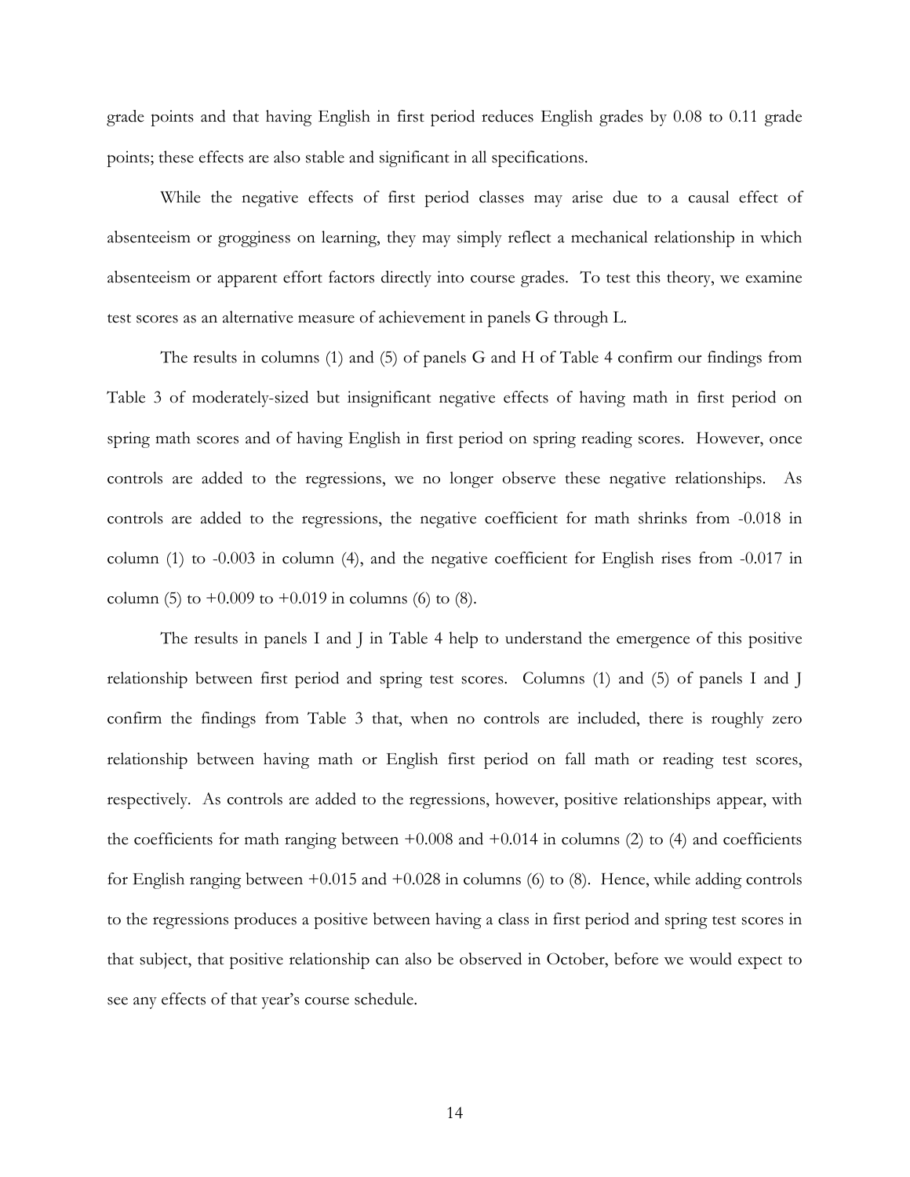grade points and that having English in first period reduces English grades by 0.08 to 0.11 grade points; these effects are also stable and significant in all specifications.

While the negative effects of first period classes may arise due to a causal effect of absenteeism or grogginess on learning, they may simply reflect a mechanical relationship in which absenteeism or apparent effort factors directly into course grades. To test this theory, we examine test scores as an alternative measure of achievement in panels G through L.

The results in columns (1) and (5) of panels G and H of Table 4 confirm our findings from Table 3 of moderately-sized but insignificant negative effects of having math in first period on spring math scores and of having English in first period on spring reading scores. However, once controls are added to the regressions, we no longer observe these negative relationships. As controls are added to the regressions, the negative coefficient for math shrinks from -0.018 in column (1) to -0.003 in column (4), and the negative coefficient for English rises from -0.017 in column (5) to +0.009 to +0.019 in columns (6) to (8).

The results in panels I and J in Table 4 help to understand the emergence of this positive relationship between first period and spring test scores. Columns (1) and (5) of panels I and J confirm the findings from Table 3 that, when no controls are included, there is roughly zero relationship between having math or English first period on fall math or reading test scores, respectively. As controls are added to the regressions, however, positive relationships appear, with the coefficients for math ranging between +0.008 and +0.014 in columns (2) to (4) and coefficients for English ranging between +0.015 and +0.028 in columns (6) to (8). Hence, while adding controls to the regressions produces a positive between having a class in first period and spring test scores in that subject, that positive relationship can also be observed in October, before we would expect to see any effects of that year's course schedule.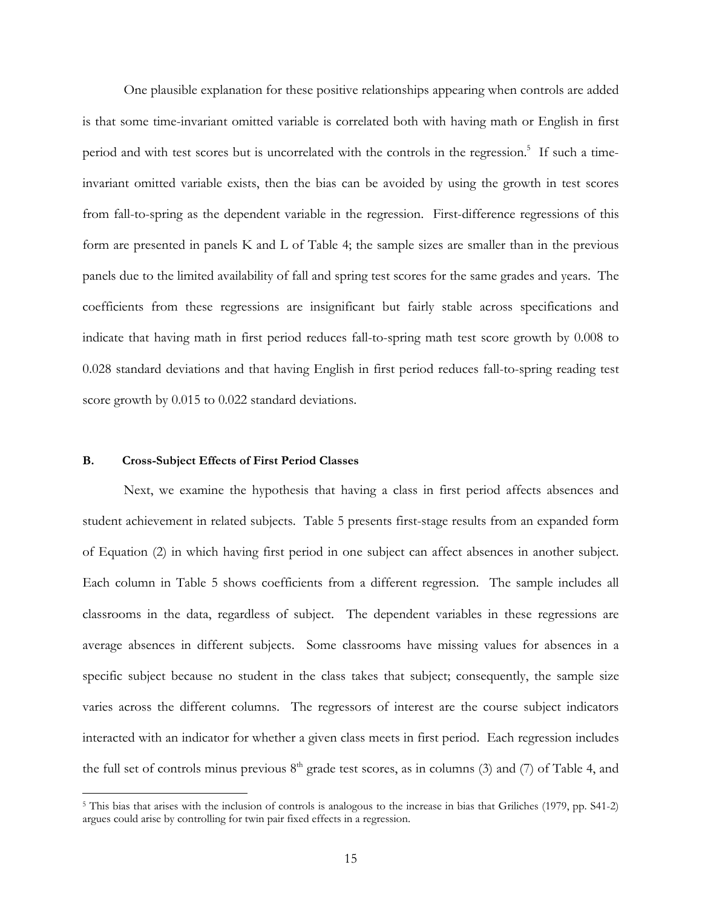One plausible explanation for these positive relationships appearing when controls are added is that some time-invariant omitted variable is correlated both with having math or English in first period and with test scores but is uncorrelated with the controls in the regression.[5] If such a time-invariant omitted variable exists, then the bias can be avoided by using the growth in test scores from fall-to-spring as the dependent variable in the regression. First-difference regressions of this form are presented in panels K and L of Table 4; the sample sizes are smaller than in the previous panels due to the limited availability of fall and spring test scores for the same grades and years. The coefficients from these regressions are insignificant but fairly stable across specifications and indicate that having math in first period reduces fall-to-spring math test score growth by 0.008 to 0.028 standard deviations and that having English in first period reduces fall-to-spring reading test score growth by 0.015 to 0.022 standard deviations.

### B. Cross-Subject Effects of First Period Classes

Next, we examine the hypothesis that having a class in first period affects absences and student achievement in related subjects. Table 5 presents first-stage results from an expanded form of Equation (2) in which having first period in one subject can affect absences in another subject. Each column in Table 5 shows coefficients from a different regression. The sample includes all classrooms in the data, regardless of subject. The dependent variables in these regressions are average absences in different subjects. Some classrooms have missing values for absences in a specific subject because no student in the class takes that subject; consequently, the sample size varies across the different columns. The regressors of interest are the course subject indicators interacted with an indicator for whether a given class meets in first period. Each regression includes the full set of controls minus previous 8th grade test scores, as in columns (3) and (7) of Table 4, and

[5] This bias that arises with the inclusion of controls is analogous to the increase in bias that Griliches (1979, pp. S41-2) argues could arise by controlling for twin pair fixed effects in a regression.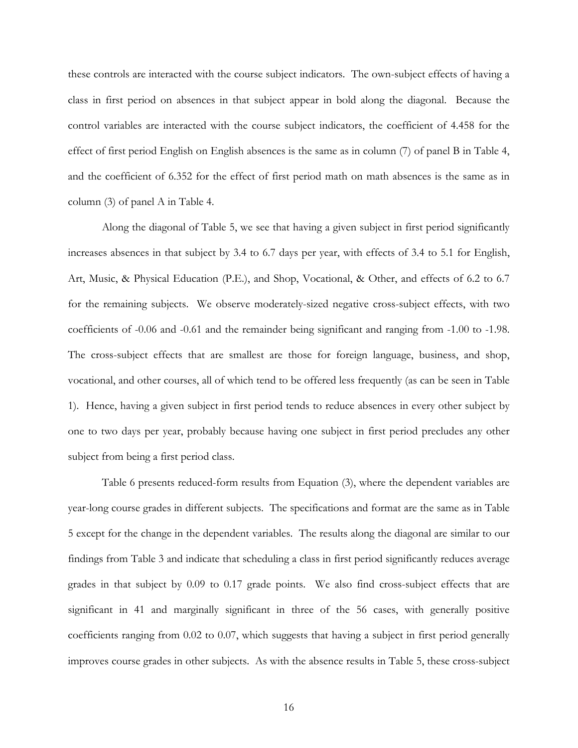these controls are interacted with the course subject indicators. The own-subject effects of having a class in first period on absences in that subject appear in bold along the diagonal. Because the control variables are interacted with the course subject indicators, the coefficient of 4.458 for the effect of first period English on English absences is the same as in column (7) of panel B in Table 4, and the coefficient of 6.352 for the effect of first period math on math absences is the same as in column (3) of panel A in Table 4.

Along the diagonal of Table 5, we see that having a given subject in first period significantly increases absences in that subject by 3.4 to 6.7 days per year, with effects of 3.4 to 5.1 for English, Art, Music, & Physical Education (P.E.), and Shop, Vocational, & Other, and effects of 6.2 to 6.7 for the remaining subjects. We observe moderately-sized negative cross-subject effects, with two coefficients of -0.06 and -0.61 and the remainder being significant and ranging from -1.00 to -1.98. The cross-subject effects that are smallest are those for foreign language, business, and shop, vocational, and other courses, all of which tend to be offered less frequently (as can be seen in Table 1). Hence, having a given subject in first period tends to reduce absences in every other subject by one to two days per year, probably because having one subject in first period precludes any other subject from being a first period class.

Table 6 presents reduced-form results from Equation (3), where the dependent variables are year-long course grades in different subjects. The specifications and format are the same as in Table 5 except for the change in the dependent variables. The results along the diagonal are similar to our findings from Table 3 and indicate that scheduling a class in first period significantly reduces average grades in that subject by 0.09 to 0.17 grade points. We also find cross-subject effects that are significant in 41 and marginally significant in three of the 56 cases, with generally positive coefficients ranging from 0.02 to 0.07, which suggests that having a subject in first period generally improves course grades in other subjects. As with the absence results in Table 5, these cross-subject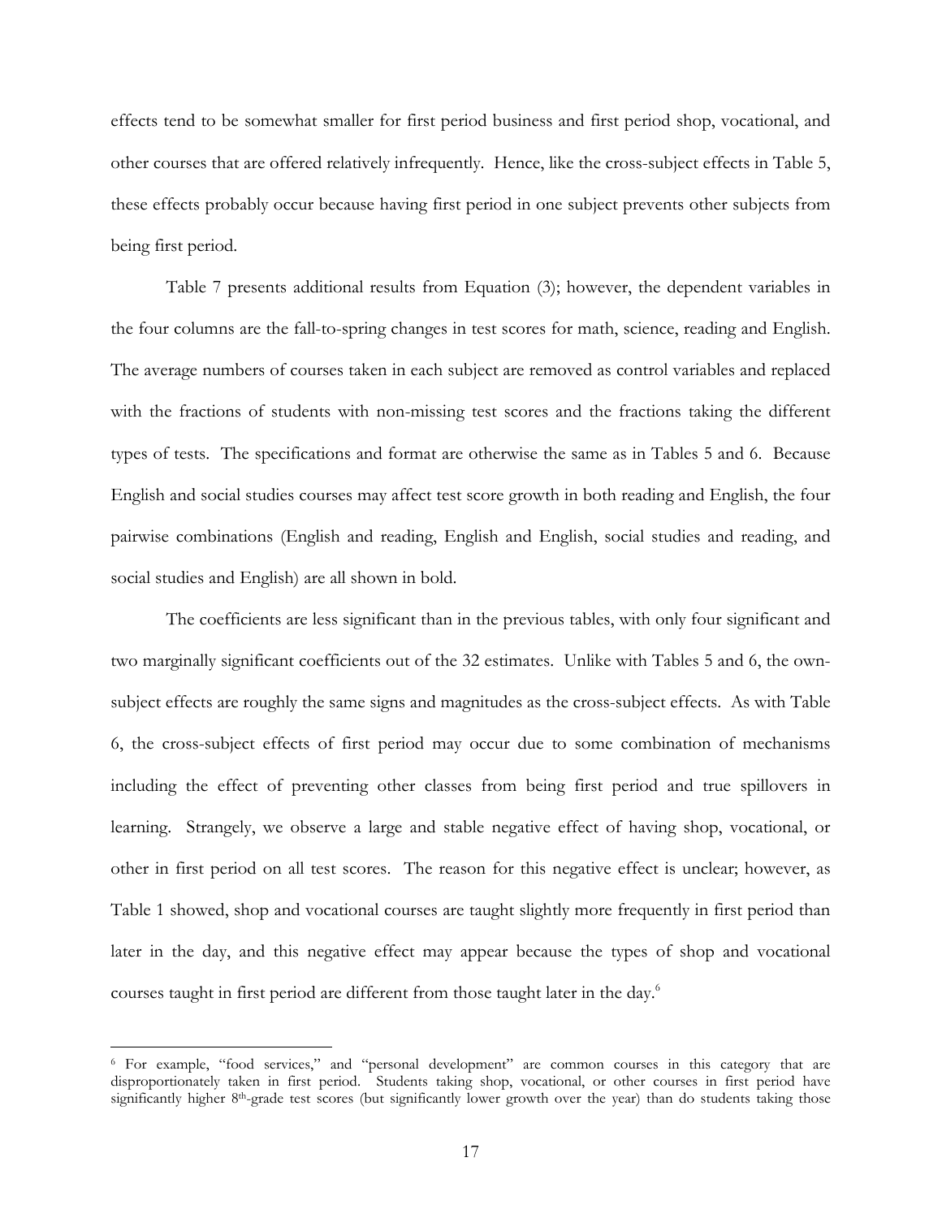effects tend to be somewhat smaller for first period business and first period shop, vocational, and other courses that are offered relatively infrequently. Hence, like the cross-subject effects in Table 5, these effects probably occur because having first period in one subject prevents other subjects from being first period.

Table 7 presents additional results from Equation (3); however, the dependent variables in the four columns are the fall-to-spring changes in test scores for math, science, reading and English. The average numbers of courses taken in each subject are removed as control variables and replaced with the fractions of students with non-missing test scores and the fractions taking the different types of tests. The specifications and format are otherwise the same as in Tables 5 and 6. Because English and social studies courses may affect test score growth in both reading and English, the four pairwise combinations (English and reading, English and English, social studies and reading, and social studies and English) are all shown in bold.

The coefficients are less significant than in the previous tables, with only four significant and two marginally significant coefficients out of the 32 estimates. Unlike with Tables 5 and 6, the own-subject effects are roughly the same signs and magnitudes as the cross-subject effects. As with Table 6, the cross-subject effects of first period may occur due to some combination of mechanisms including the effect of preventing other classes from being first period and true spillovers in learning. Strangely, we observe a large and stable negative effect of having shop, vocational, or other in first period on all test scores. The reason for this negative effect is unclear; however, as Table 1 showed, shop and vocational courses are taught slightly more frequently in first period than later in the day, and this negative effect may appear because the types of shop and vocational courses taught in first period are different from those taught later in the day.[6]

[6] For example, "food services," and "personal development" are common courses in this category that are disproportionately taken in first period. Students taking shop, vocational, or other courses in first period have significantly higher 8th-grade test scores (but significantly lower growth over the year) than do students taking those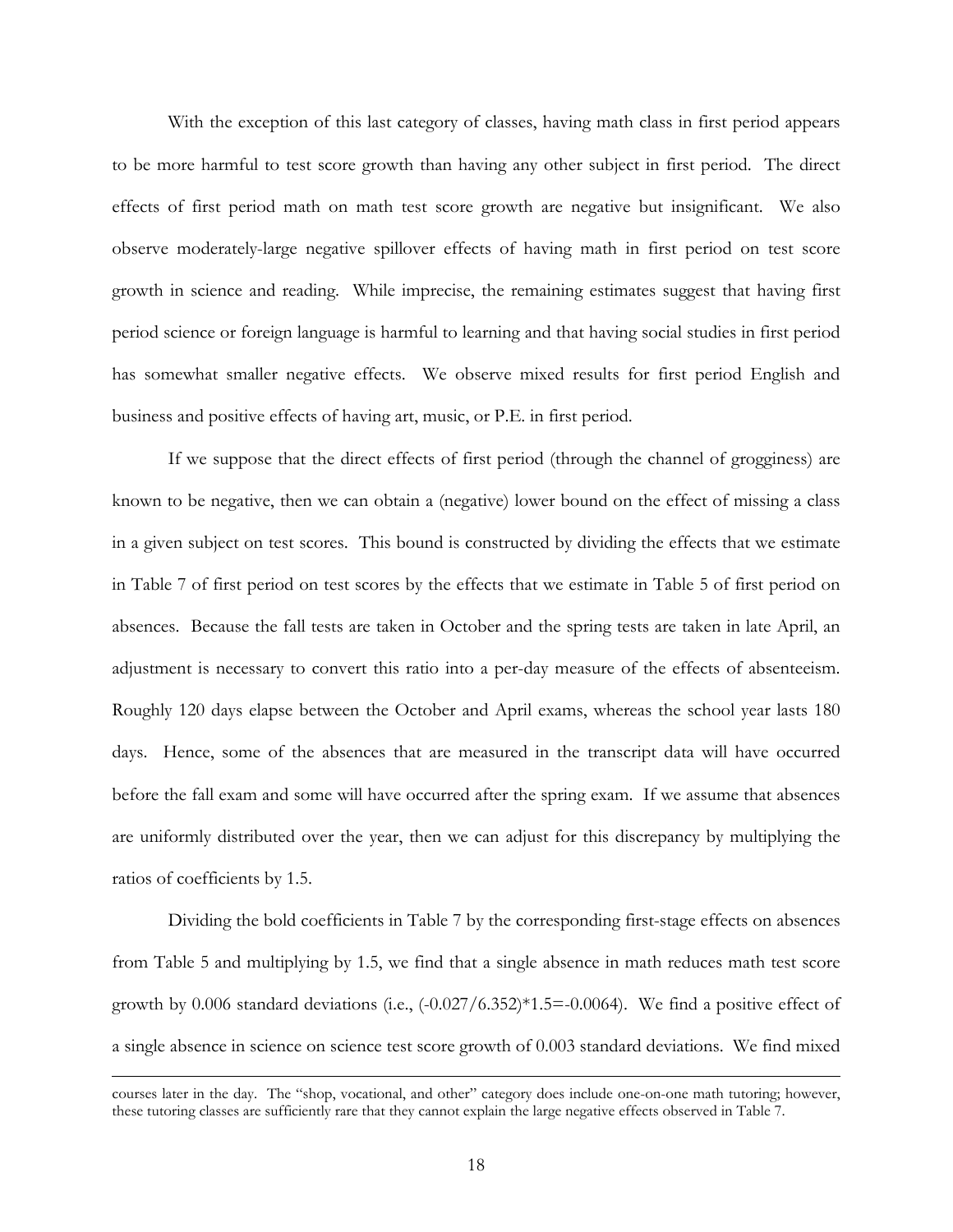With the exception of this last category of classes, having math class in first period appears to be more harmful to test score growth than having any other subject in first period. The direct effects of first period math on math test score growth are negative but insignificant. We also observe moderately-large negative spillover effects of having math in first period on test score growth in science and reading. While imprecise, the remaining estimates suggest that having first period science or foreign language is harmful to learning and that having social studies in first period has somewhat smaller negative effects. We observe mixed results for first period English and business and positive effects of having art, music, or P.E. in first period.

If we suppose that the direct effects of first period (through the channel of grogginess) are known to be negative, then we can obtain a (negative) lower bound on the effect of missing a class in a given subject on test scores. This bound is constructed by dividing the effects that we estimate in Table 7 of first period on test scores by the effects that we estimate in Table 5 of first period on absences. Because the fall tests are taken in October and the spring tests are taken in late April, an adjustment is necessary to convert this ratio into a per-day measure of the effects of absenteeism. Roughly 120 days elapse between the October and April exams, whereas the school year lasts 180 days. Hence, some of the absences that are measured in the transcript data will have occurred before the fall exam and some will have occurred after the spring exam. If we assume that absences are uniformly distributed over the year, then we can adjust for this discrepancy by multiplying the ratios of coefficients by 1.5.

Dividing the bold coefficients in Table 7 by the corresponding first-stage effects on absences from Table 5 and multiplying by 1.5, we find that a single absence in math reduces math test score growth by 0.006 standard deviations (i.e., $(-0.027/6.352)*1.5=-0.0064$). We find a positive effect of a single absence in science on science test score growth of 0.003 standard deviations. We find mixed

---

courses later in the day. The "shop, vocational, and other" category does include one-on-one math tutoring; however, these tutoring classes are sufficiently rare that they cannot explain the large negative effects observed in Table 7.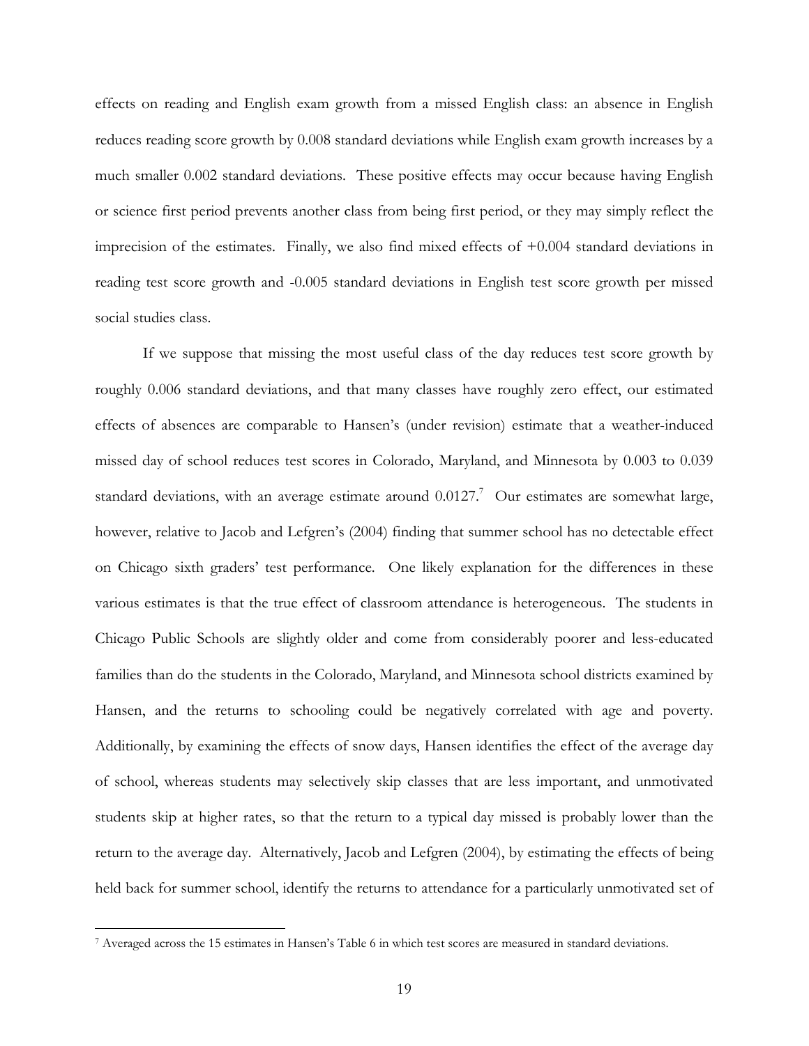effects on reading and English exam growth from a missed English class: an absence in English reduces reading score growth by 0.008 standard deviations while English exam growth increases by a much smaller 0.002 standard deviations. These positive effects may occur because having English or science first period prevents another class from being first period, or they may simply reflect the imprecision of the estimates. Finally, we also find mixed effects of +0.004 standard deviations in reading test score growth and -0.005 standard deviations in English test score growth per missed social studies class.

If we suppose that missing the most useful class of the day reduces test score growth by roughly 0.006 standard deviations, and that many classes have roughly zero effect, our estimated effects of absences are comparable to Hansen's (under revision) estimate that a weather-induced missed day of school reduces test scores in Colorado, Maryland, and Minnesota by 0.003 to 0.039 standard deviations, with an average estimate around 0.0127.[7] Our estimates are somewhat large, however, relative to Jacob and Lefgren's (2004) finding that summer school has no detectable effect on Chicago sixth graders' test performance. One likely explanation for the differences in these various estimates is that the true effect of classroom attendance is heterogeneous. The students in Chicago Public Schools are slightly older and come from considerably poorer and less-educated families than do the students in the Colorado, Maryland, and Minnesota school districts examined by Hansen, and the returns to schooling could be negatively correlated with age and poverty. Additionally, by examining the effects of snow days, Hansen identifies the effect of the average day of school, whereas students may selectively skip classes that are less important, and unmotivated students skip at higher rates, so that the return to a typical day missed is probably lower than the return to the average day. Alternatively, Jacob and Lefgren (2004), by estimating the effects of being held back for summer school, identify the returns to attendance for a particularly unmotivated set of

[7] Averaged across the 15 estimates in Hansen's Table 6 in which test scores are measured in standard deviations.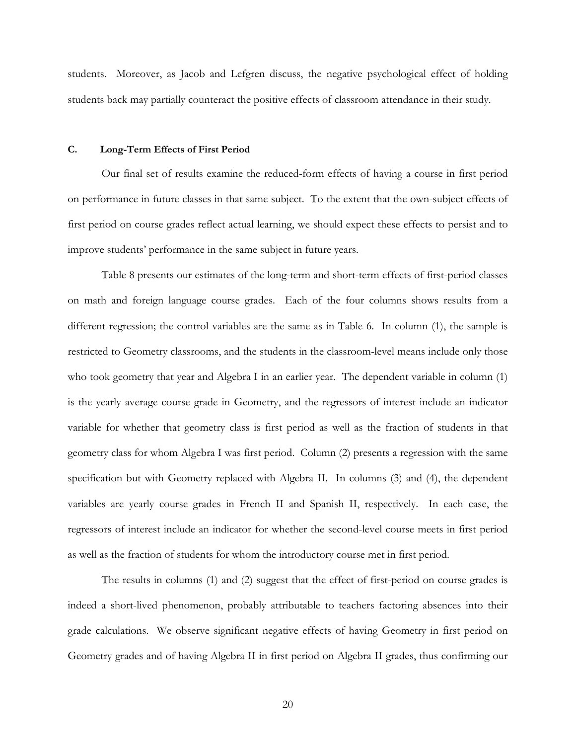students. Moreover, as Jacob and Lefgren discuss, the negative psychological effect of holding students back may partially counteract the positive effects of classroom attendance in their study.

### C. Long-Term Effects of First Period

Our final set of results examine the reduced-form effects of having a course in first period on performance in future classes in that same subject. To the extent that the own-subject effects of first period on course grades reflect actual learning, we should expect these effects to persist and to improve students' performance in the same subject in future years.

Table 8 presents our estimates of the long-term and short-term effects of first-period classes on math and foreign language course grades. Each of the four columns shows results from a different regression; the control variables are the same as in Table 6. In column (1), the sample is restricted to Geometry classrooms, and the students in the classroom-level means include only those who took geometry that year and Algebra I in an earlier year. The dependent variable in column (1) is the yearly average course grade in Geometry, and the regressors of interest include an indicator variable for whether that geometry class is first period as well as the fraction of students in that geometry class for whom Algebra I was first period. Column (2) presents a regression with the same specification but with Geometry replaced with Algebra II. In columns (3) and (4), the dependent variables are yearly course grades in French II and Spanish II, respectively. In each case, the regressors of interest include an indicator for whether the second-level course meets in first period as well as the fraction of students for whom the introductory course met in first period.

The results in columns (1) and (2) suggest that the effect of first-period on course grades is indeed a short-lived phenomenon, probably attributable to teachers factoring absences into their grade calculations. We observe significant negative effects of having Geometry in first period on Geometry grades and of having Algebra II in first period on Algebra II grades, thus confirming our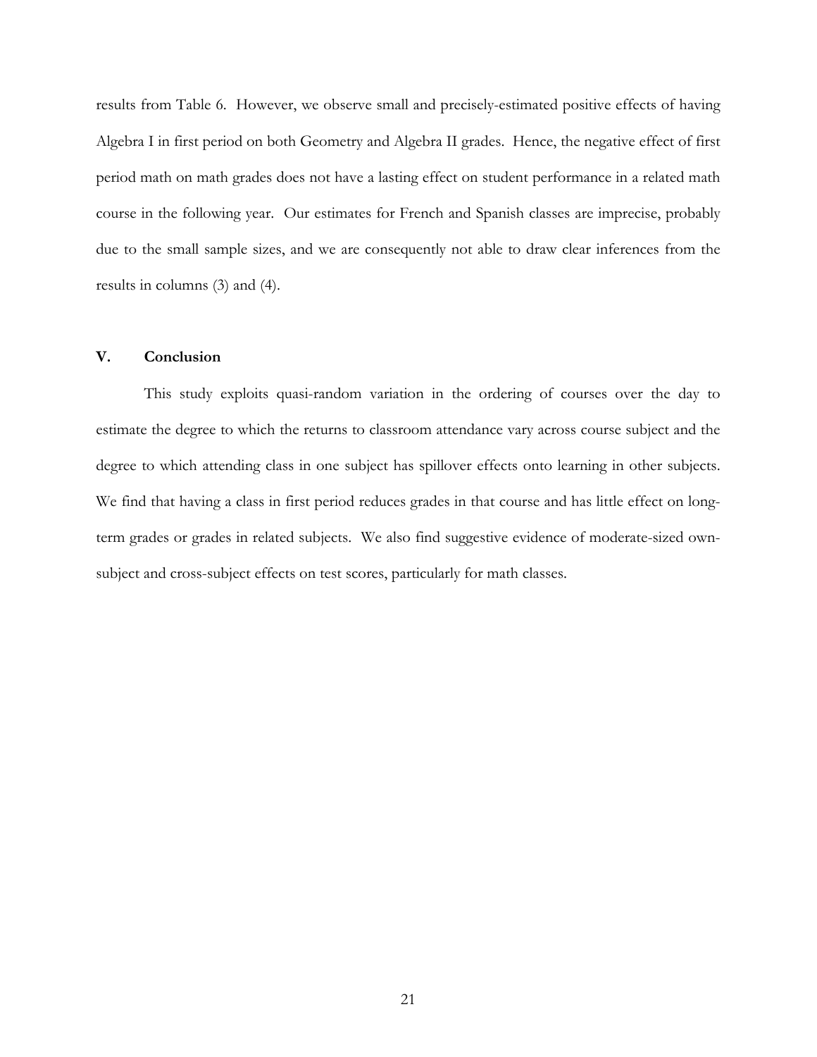results from Table 6. However, we observe small and precisely-estimated positive effects of having Algebra I in first period on both Geometry and Algebra II grades. Hence, the negative effect of first period math on math grades does not have a lasting effect on student performance in a related math course in the following year. Our estimates for French and Spanish classes are imprecise, probably due to the small sample sizes, and we are consequently not able to draw clear inferences from the results in columns (3) and (4).

## V. Conclusion

This study exploits quasi-random variation in the ordering of courses over the day to estimate the degree to which the returns to classroom attendance vary across course subject and the degree to which attending class in one subject has spillover effects onto learning in other subjects. We find that having a class in first period reduces grades in that course and has little effect on long-term grades or grades in related subjects. We also find suggestive evidence of moderate-sized own-subject and cross-subject effects on test scores, particularly for math classes.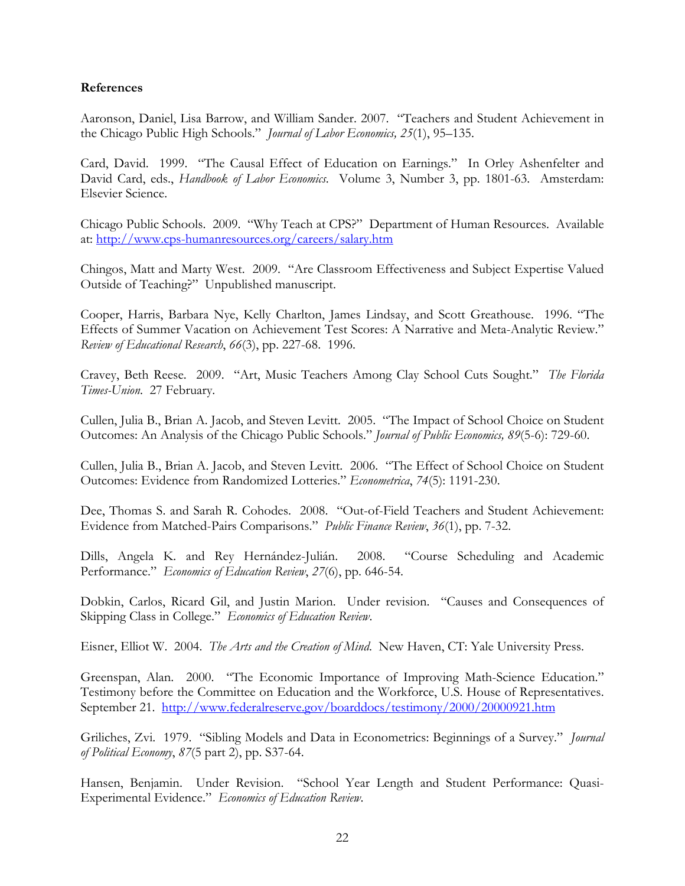**References**

Aaronson, Daniel, Lisa Barrow, and William Sander. 2007. "Teachers and Student Achievement in the Chicago Public High Schools." *Journal of Labor Economics, 25*(1), 95–135.

Card, David. 1999. "The Causal Effect of Education on Earnings." In Orley Ashenfelter and David Card, eds., *Handbook of Labor Economics.* Volume 3, Number 3, pp. 1801-63. Amsterdam: Elsevier Science.

Chicago Public Schools. 2009. "Why Teach at CPS?" Department of Human Resources. Available at: http://www.cps-humanresources.org/careers/salary.htm

Chingos, Matt and Marty West. 2009. "Are Classroom Effectiveness and Subject Expertise Valued Outside of Teaching?" Unpublished manuscript.

Cooper, Harris, Barbara Nye, Kelly Charlton, James Lindsay, and Scott Greathouse. 1996. "The Effects of Summer Vacation on Achievement Test Scores: A Narrative and Meta-Analytic Review." *Review of Educational Research*, *66*(3), pp. 227-68. 1996.

Cravey, Beth Reese. 2009. "Art, Music Teachers Among Clay School Cuts Sought." *The Florida Times-Union.* 27 February.

Cullen, Julia B., Brian A. Jacob, and Steven Levitt. 2005. "The Impact of School Choice on Student Outcomes: An Analysis of the Chicago Public Schools." *Journal of Public Economics, 89*(5-6): 729-60.

Cullen, Julia B., Brian A. Jacob, and Steven Levitt. 2006. "The Effect of School Choice on Student Outcomes: Evidence from Randomized Lotteries." *Econometrica*, *74*(5): 1191-230.

Dee, Thomas S. and Sarah R. Cohodes. 2008. "Out-of-Field Teachers and Student Achievement: Evidence from Matched-Pairs Comparisons." *Public Finance Review*, *36*(1), pp. 7-32.

Dills, Angela K. and Rey Hernández-Julián. 2008. "Course Scheduling and Academic Performance." *Economics of Education Review*, *27*(6), pp. 646-54.

Dobkin, Carlos, Ricard Gil, and Justin Marion. Under revision. "Causes and Consequences of Skipping Class in College." *Economics of Education Review*.

Eisner, Elliot W. 2004. *The Arts and the Creation of Mind.* New Haven, CT: Yale University Press.

Greenspan, Alan. 2000. "The Economic Importance of Improving Math-Science Education." Testimony before the Committee on Education and the Workforce, U.S. House of Representatives. September 21. http://www.federalreserve.gov/boarddocs/testimony/2000/20000921.htm

Griliches, Zvi. 1979. "Sibling Models and Data in Econometrics: Beginnings of a Survey." *Journal of Political Economy*, *87*(5 part 2), pp. S37-64.

Hansen, Benjamin. Under Revision. "School Year Length and Student Performance: Quasi-Experimental Evidence." *Economics of Education Review*.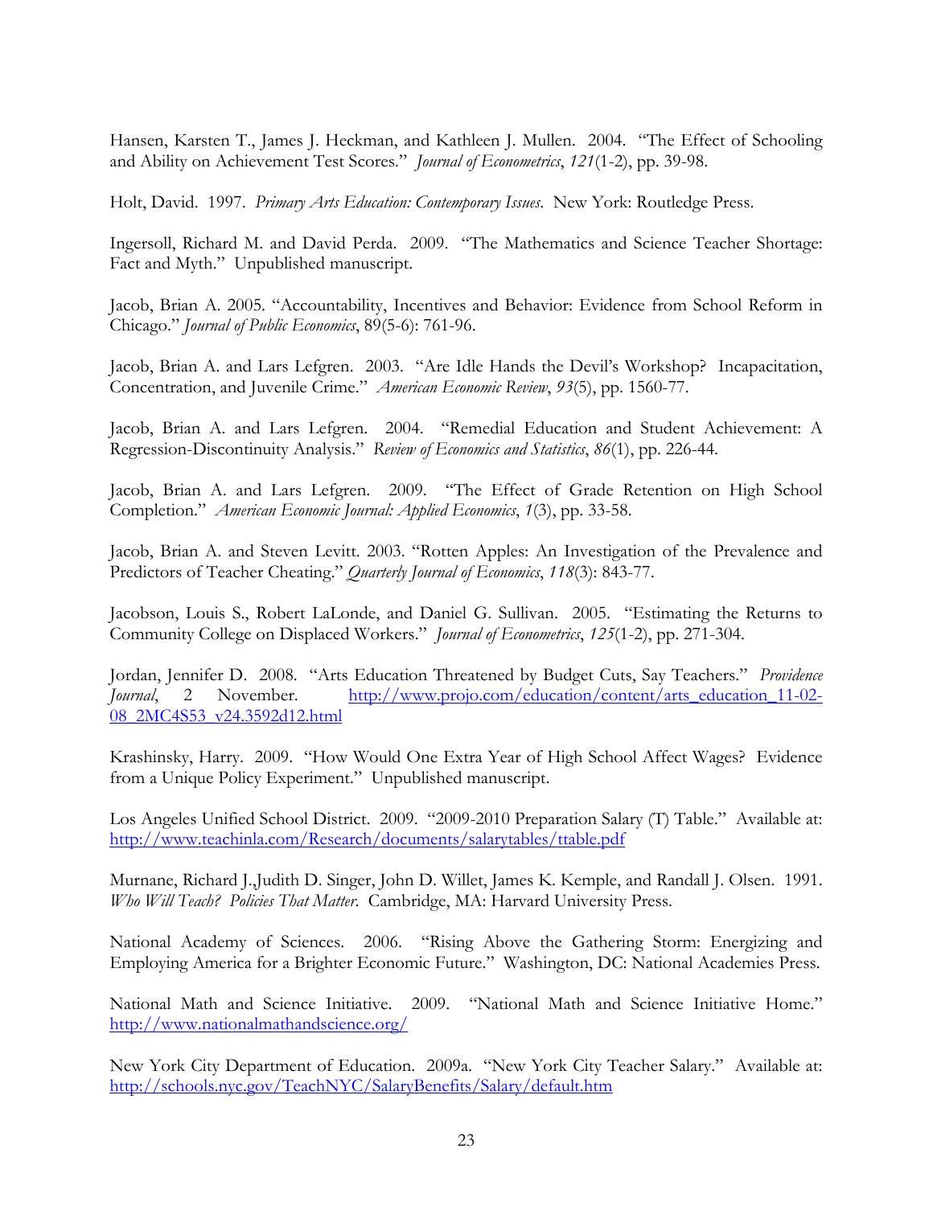Hansen, Karsten T., James J. Heckman, and Kathleen J. Mullen. 2004. "The Effect of Schooling and Ability on Achievement Test Scores." *Journal of Econometrics*, *121*(1-2), pp. 39-98.

Holt, David. 1997. *Primary Arts Education: Contemporary Issues*. New York: Routledge Press.

Ingersoll, Richard M. and David Perda. 2009. "The Mathematics and Science Teacher Shortage: Fact and Myth." Unpublished manuscript.

Jacob, Brian A. 2005. "Accountability, Incentives and Behavior: Evidence from School Reform in Chicago." *Journal of Public Economics*, 89(5-6): 761-96.

Jacob, Brian A. and Lars Lefgren. 2003. "Are Idle Hands the Devil's Workshop? Incapacitation, Concentration, and Juvenile Crime." *American Economic Review*, *93*(5), pp. 1560-77.

Jacob, Brian A. and Lars Lefgren. 2004. "Remedial Education and Student Achievement: A Regression-Discontinuity Analysis." *Review of Economics and Statistics*, *86*(1), pp. 226-44.

Jacob, Brian A. and Lars Lefgren. 2009. "The Effect of Grade Retention on High School Completion." *American Economic Journal: Applied Economics*, *1*(3), pp. 33-58.

Jacob, Brian A. and Steven Levitt. 2003. "Rotten Apples: An Investigation of the Prevalence and Predictors of Teacher Cheating." *Quarterly Journal of Economics*, *118*(3): 843-77.

Jacobson, Louis S., Robert LaLonde, and Daniel G. Sullivan. 2005. "Estimating the Returns to Community College on Displaced Workers." *Journal of Econometrics*, *125*(1-2), pp. 271-304.

Jordan, Jennifer D. 2008. "Arts Education Threatened by Budget Cuts, Say Teachers." *Providence Journal*, 2 November. http://www.projo.com/education/content/arts_education_11-02-08_2MC4S53_v24.3592d12.html

Krashinsky, Harry. 2009. "How Would One Extra Year of High School Affect Wages? Evidence from a Unique Policy Experiment." Unpublished manuscript.

Los Angeles Unified School District. 2009. "2009-2010 Preparation Salary (T) Table." Available at: http://www.teachinla.com/Research/documents/salarytables/ttable.pdf

Murnane, Richard J.,Judith D. Singer, John D. Willet, James K. Kemple, and Randall J. Olsen. 1991. *Who Will Teach? Policies That Matter*. Cambridge, MA: Harvard University Press.

National Academy of Sciences. 2006. "Rising Above the Gathering Storm: Energizing and Employing America for a Brighter Economic Future." Washington, DC: National Academies Press.

National Math and Science Initiative. 2009. "National Math and Science Initiative Home." http://www.nationalmathandscience.org/

New York City Department of Education. 2009a. "New York City Teacher Salary." Available at: http://schools.nyc.gov/TeachNYC/SalaryBenefits/Salary/default.htm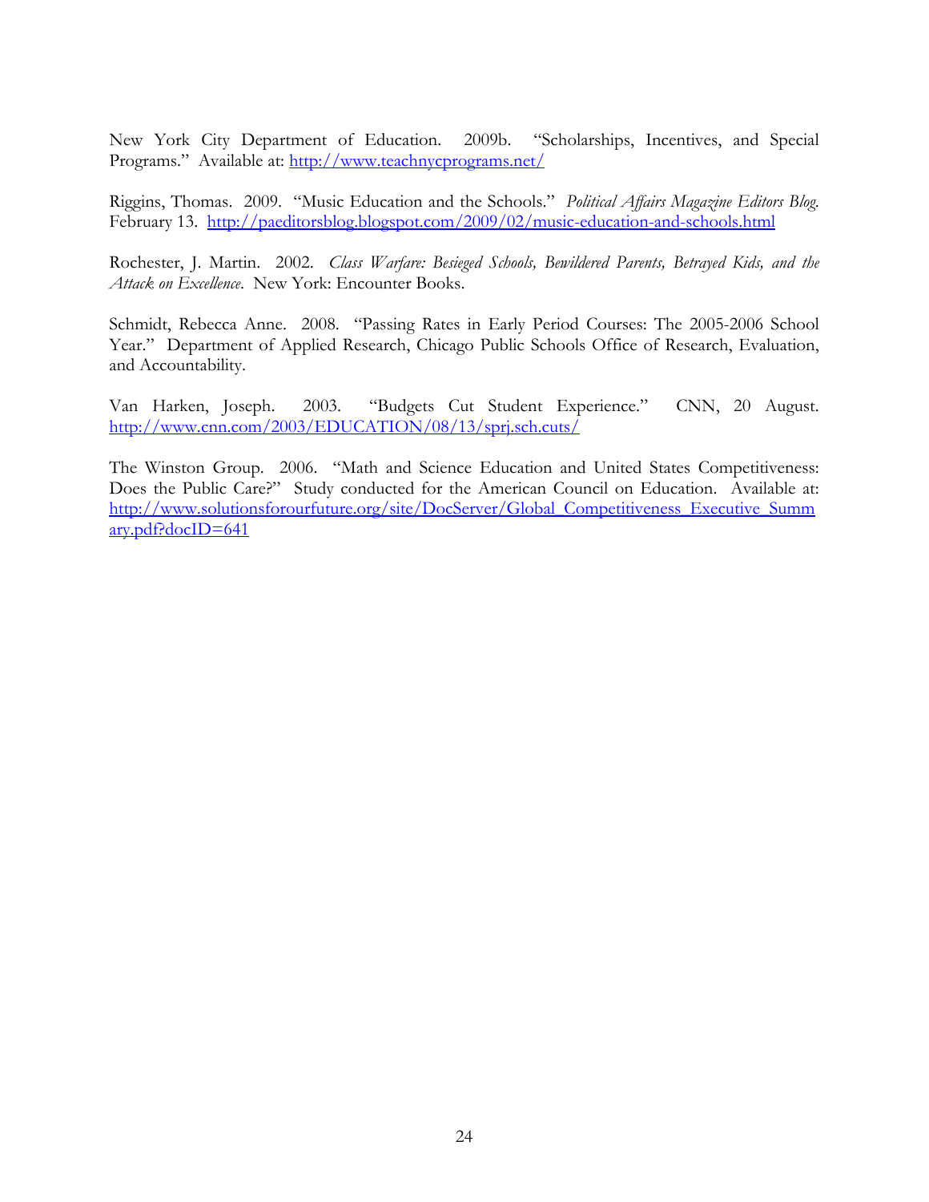New York City Department of Education. 2009b. "Scholarships, Incentives, and Special Programs." Available at: http://www.teachnycprograms.net/

Riggins, Thomas. 2009. "Music Education and the Schools." *Political Affairs Magazine Editors Blog.* February 13. http://paeditorsblog.blogspot.com/2009/02/music-education-and-schools.html

Rochester, J. Martin. 2002. *Class Warfare: Besieged Schools, Bewildered Parents, Betrayed Kids, and the Attack on Excellence*. New York: Encounter Books.

Schmidt, Rebecca Anne. 2008. "Passing Rates in Early Period Courses: The 2005-2006 School Year." Department of Applied Research, Chicago Public Schools Office of Research, Evaluation, and Accountability.

Van Harken, Joseph. 2003. "Budgets Cut Student Experience." CNN, 20 August. http://www.cnn.com/2003/EDUCATION/08/13/sprj.sch.cuts/

The Winston Group. 2006. "Math and Science Education and United States Competitiveness: Does the Public Care?" Study conducted for the American Council on Education. Available at: http://www.solutionsforourfuture.org/site/DocServer/Global_Competitiveness_Executive_Summary.pdf?docID=641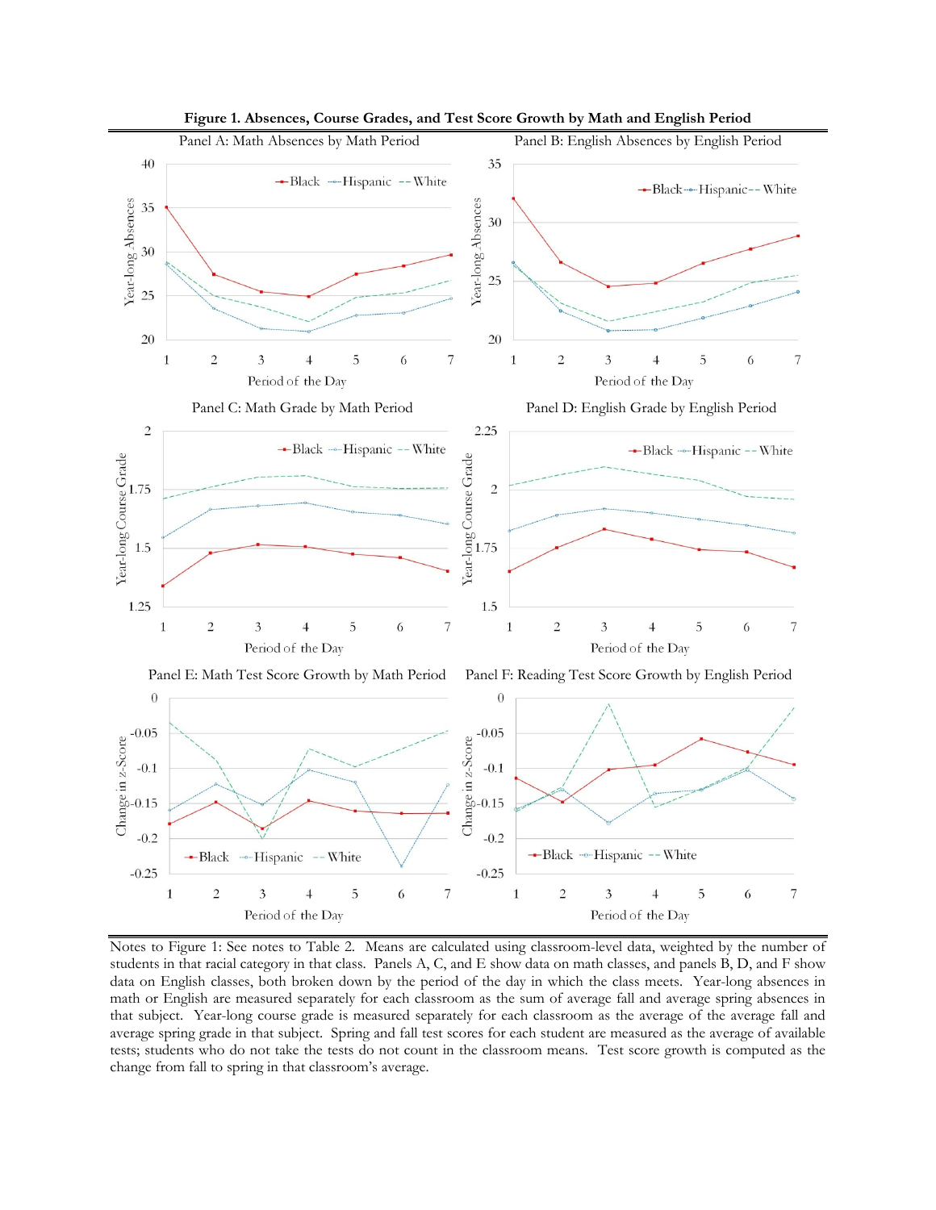**Figure 1. Absences, Course Grades, and Test Score Growth by Math and English Period**

Panel A: Math Absences by Math Period

Panel B: English Absences by English Period

Panel C: Math Grade by Math Period

Panel D: English Grade by English Period

Panel E: Math Test Score Growth by Math Period

Panel F: Reading Test Score Growth by English Period

Notes to Figure 1: See notes to Table 2. Means are calculated using classroom-level data, weighted by the number of students in that racial category in that class. Panels A, C, and E show data on math classes, and panels B, D, and F show data on English classes, both broken down by the period of the day in which the class meets. Year-long absences in math or English are measured separately for each classroom as the sum of average fall and average spring absences in that subject. Year-long course grade is measured separately for each classroom as the average of the average fall and average spring grade in that subject. Spring and fall test scores for each student are measured as the average of available tests; students who do not take the tests do not count in the classroom means. Test score growth is computed as the change from fall to spring in that classroom's average.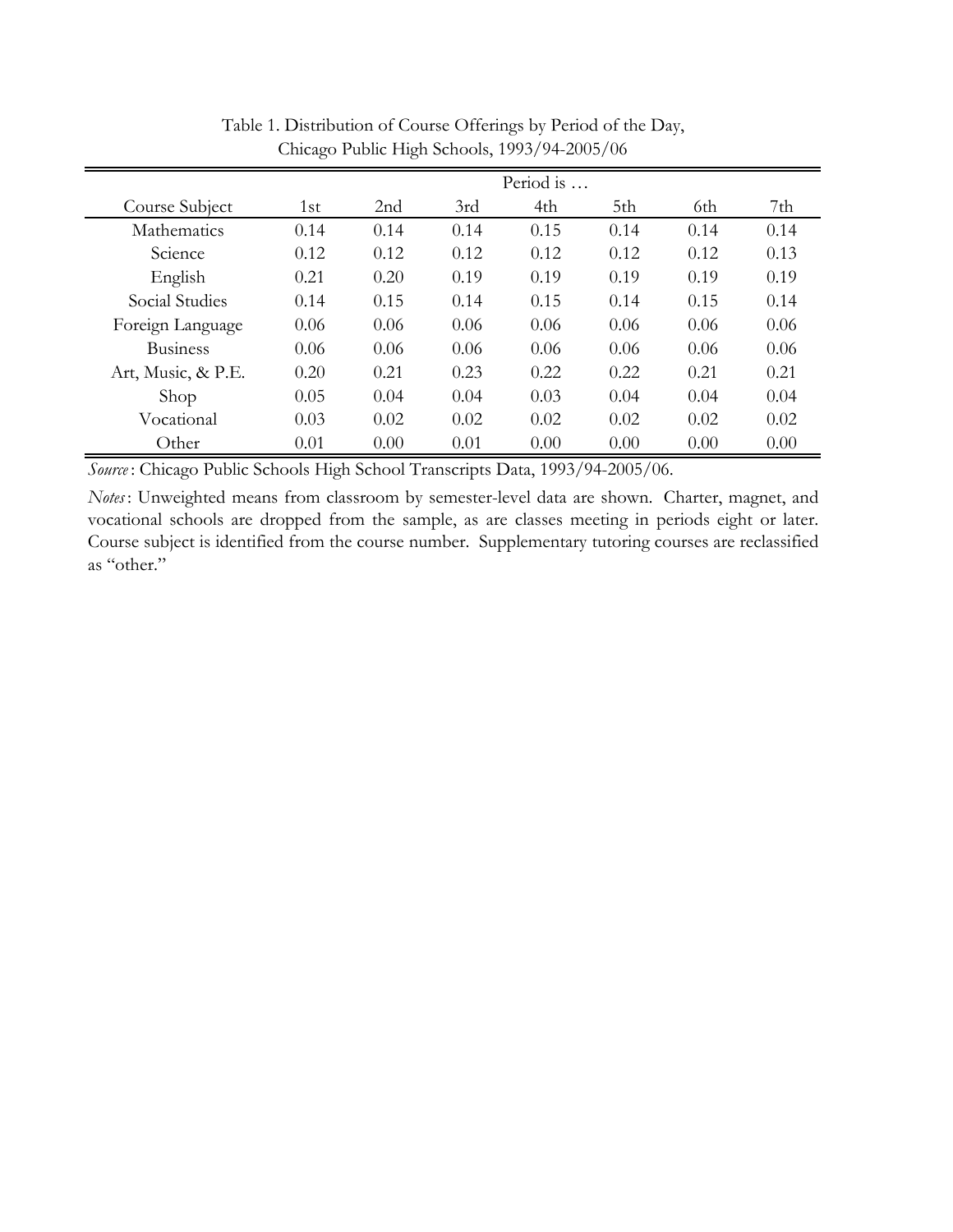Table 1. Distribution of Course Offerings by Period of the Day, Chicago Public High Schools, 1993/94-2005/06

| | Period is … | | | | | | |
|---|---|---|---|---|---|---|---|
| Course Subject | 1st | 2nd | 3rd | 4th | 5th | 6th | 7th |
| Mathematics | 0.14 | 0.14 | 0.14 | 0.15 | 0.14 | 0.14 | 0.14 |
| Science | 0.12 | 0.12 | 0.12 | 0.12 | 0.12 | 0.12 | 0.13 |
| English | 0.21 | 0.20 | 0.19 | 0.19 | 0.19 | 0.19 | 0.19 |
| Social Studies | 0.14 | 0.15 | 0.14 | 0.15 | 0.14 | 0.15 | 0.14 |
| Foreign Language | 0.06 | 0.06 | 0.06 | 0.06 | 0.06 | 0.06 | 0.06 |
| Business | 0.06 | 0.06 | 0.06 | 0.06 | 0.06 | 0.06 | 0.06 |
| Art, Music, & P.E. | 0.20 | 0.21 | 0.23 | 0.22 | 0.22 | 0.21 | 0.21 |
| Shop | 0.05 | 0.04 | 0.04 | 0.03 | 0.04 | 0.04 | 0.04 |
| Vocational | 0.03 | 0.02 | 0.02 | 0.02 | 0.02 | 0.02 | 0.02 |
| Other | 0.01 | 0.00 | 0.01 | 0.00 | 0.00 | 0.00 | 0.00 |

*Source*: Chicago Public Schools High School Transcripts Data, 1993/94-2005/06.

*Notes*: Unweighted means from classroom by semester-level data are shown. Charter, magnet, and vocational schools are dropped from the sample, as are classes meeting in periods eight or later. Course subject is identified from the course number. Supplementary tutoring courses are reclassified as "other."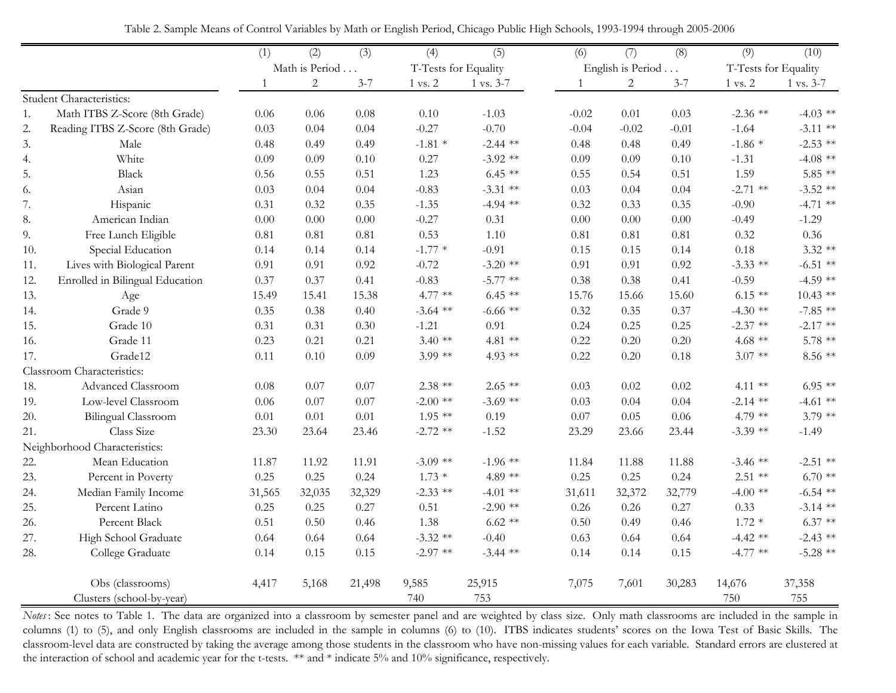Table 2. Sample Means of Control Variables by Math or English Period, Chicago Public High Schools, 1993-1994 through 2005-2006

| | | (1) | (2) | (3) | (4) | (5) | (6) | (7) | (8) | (9) | (10) |
|---|---|---|---|---|---|---|---|---|---|---|---|
| | | Math is Period . . . | | | T-Tests for Equality | | English is Period . . . | | | T-Tests for Equality | |
| | | 1 | 2 | 3-7 | 1 vs. 2 | 1 vs. 3-7 | 1 | 2 | 3-7 | 1 vs. 2 | 1 vs. 3-7 |
| Student Characteristics: | | | | | | | | | | | |
| 1. | Math ITBS Z-Score (8th Grade) | 0.06 | 0.06 | 0.08 | 0.10 | -1.03 | -0.02 | 0.01 | 0.03 | -2.36 ** | -4.03 ** |
| 2. | Reading ITBS Z-Score (8th Grade) | 0.03 | 0.04 | 0.04 | -0.27 | -0.70 | -0.04 | -0.02 | -0.01 | -1.64 | -3.11 ** |
| 3. | Male | 0.48 | 0.49 | 0.49 | -1.81 * | -2.44 ** | 0.48 | 0.48 | 0.49 | -1.86 * | -2.53 ** |
| 4. | White | 0.09 | 0.09 | 0.10 | 0.27 | -3.92 ** | 0.09 | 0.09 | 0.10 | -1.31 | -4.08 ** |
| 5. | Black | 0.56 | 0.55 | 0.51 | 1.23 | 6.45 ** | 0.55 | 0.54 | 0.51 | 1.59 | 5.85 ** |
| 6. | Asian | 0.03 | 0.04 | 0.04 | -0.83 | -3.31 ** | 0.03 | 0.04 | 0.04 | -2.71 ** | -3.52 ** |
| 7. | Hispanic | 0.31 | 0.32 | 0.35 | -1.35 | -4.94 ** | 0.32 | 0.33 | 0.35 | -0.90 | -4.71 ** |
| 8. | American Indian | 0.00 | 0.00 | 0.00 | -0.27 | 0.31 | 0.00 | 0.00 | 0.00 | -0.49 | -1.29 |
| 9. | Free Lunch Eligible | 0.81 | 0.81 | 0.81 | 0.53 | 1.10 | 0.81 | 0.81 | 0.81 | 0.32 | 0.36 |
| 10. | Special Education | 0.14 | 0.14 | 0.14 | -1.77 * | -0.91 | 0.15 | 0.15 | 0.14 | 0.18 | 3.32 ** |
| 11. | Lives with Biological Parent | 0.91 | 0.91 | 0.92 | -0.72 | -3.20 ** | 0.91 | 0.91 | 0.92 | -3.33 ** | -6.51 ** |
| 12. | Enrolled in Bilingual Education | 0.37 | 0.37 | 0.41 | -0.83 | -5.77 ** | 0.38 | 0.38 | 0.41 | -0.59 | -4.59 ** |
| 13. | Age | 15.49 | 15.41 | 15.38 | 4.77 ** | 6.45 ** | 15.76 | 15.66 | 15.60 | 6.15 ** | 10.43 ** |
| 14. | Grade 9 | 0.35 | 0.38 | 0.40 | -3.64 ** | -6.66 ** | 0.32 | 0.35 | 0.37 | -4.30 ** | -7.85 ** |
| 15. | Grade 10 | 0.31 | 0.31 | 0.30 | -1.21 | 0.91 | 0.24 | 0.25 | 0.25 | -2.37 ** | -2.17 ** |
| 16. | Grade 11 | 0.23 | 0.21 | 0.21 | 3.40 ** | 4.81 ** | 0.22 | 0.20 | 0.20 | 4.68 ** | 5.78 ** |
| 17. | Grade12 | 0.11 | 0.10 | 0.09 | 3.99 ** | 4.93 ** | 0.22 | 0.20 | 0.18 | 3.07 ** | 8.56 ** |
| Classroom Characteristics: | | | | | | | | | | | |
| 18. | Advanced Classroom | 0.08 | 0.07 | 0.07 | 2.38 ** | 2.65 ** | 0.03 | 0.02 | 0.02 | 4.11 ** | 6.95 ** |
| 19. | Low-level Classroom | 0.06 | 0.07 | 0.07 | -2.00 ** | -3.69 ** | 0.03 | 0.04 | 0.04 | -2.14 ** | -4.61 ** |
| 20. | Bilingual Classroom | 0.01 | 0.01 | 0.01 | 1.95 ** | 0.19 | 0.07 | 0.05 | 0.06 | 4.79 ** | 3.79 ** |
| 21. | Class Size | 23.30 | 23.64 | 23.46 | -2.72 ** | -1.52 | 23.29 | 23.66 | 23.44 | -3.39 ** | -1.49 |
| Neighborhood Characteristics: | | | | | | | | | | | |
| 22. | Mean Education | 11.87 | 11.92 | 11.91 | -3.09 ** | -1.96 ** | 11.84 | 11.88 | 11.88 | -3.46 ** | -2.51 ** |
| 23. | Percent in Poverty | 0.25 | 0.25 | 0.24 | 1.73 * | 4.89 ** | 0.25 | 0.25 | 0.24 | 2.51 ** | 6.70 ** |
| 24. | Median Family Income | 31,565 | 32,035 | 32,329 | -2.33 ** | -4.01 ** | 31,611 | 32,372 | 32,779 | -4.00 ** | -6.54 ** |
| 25. | Percent Latino | 0.25 | 0.25 | 0.27 | 0.51 | -2.90 ** | 0.26 | 0.26 | 0.27 | 0.33 | -3.14 ** |
| 26. | Percent Black | 0.51 | 0.50 | 0.46 | 1.38 | 6.62 ** | 0.50 | 0.49 | 0.46 | 1.72 * | 6.37 ** |
| 27. | High School Graduate | 0.64 | 0.64 | 0.64 | -3.32 ** | -0.40 | 0.63 | 0.64 | 0.64 | -4.42 ** | -2.43 ** |
| 28. | College Graduate | 0.14 | 0.15 | 0.15 | -2.97 ** | -3.44 ** | 0.14 | 0.14 | 0.15 | -4.77 ** | -5.28 ** |
| | Obs (classrooms) | 4,417 | 5,168 | 21,498 | 9,585 | 25,915 | 7,075 | 7,601 | 30,283 | 14,676 | 37,358 |
| | Clusters (school-by-year) | | | | 740 | 753 | | | | 750 | 755 |

*Notes*: See notes to Table 1. The data are organized into a classroom by semester panel and are weighted by class size. Only math classrooms are included in the sample in columns (1) to (5), and only English classrooms are included in the sample in columns (6) to (10). ITBS indicates students' scores on the Iowa Test of Basic Skills. The classroom-level data are constructed by taking the average among those students in the classroom who have non-missing values for each variable. Standard errors are clustered at the interaction of school and academic year for the t-tests. ** and * indicate 5% and 10% significance, respectively.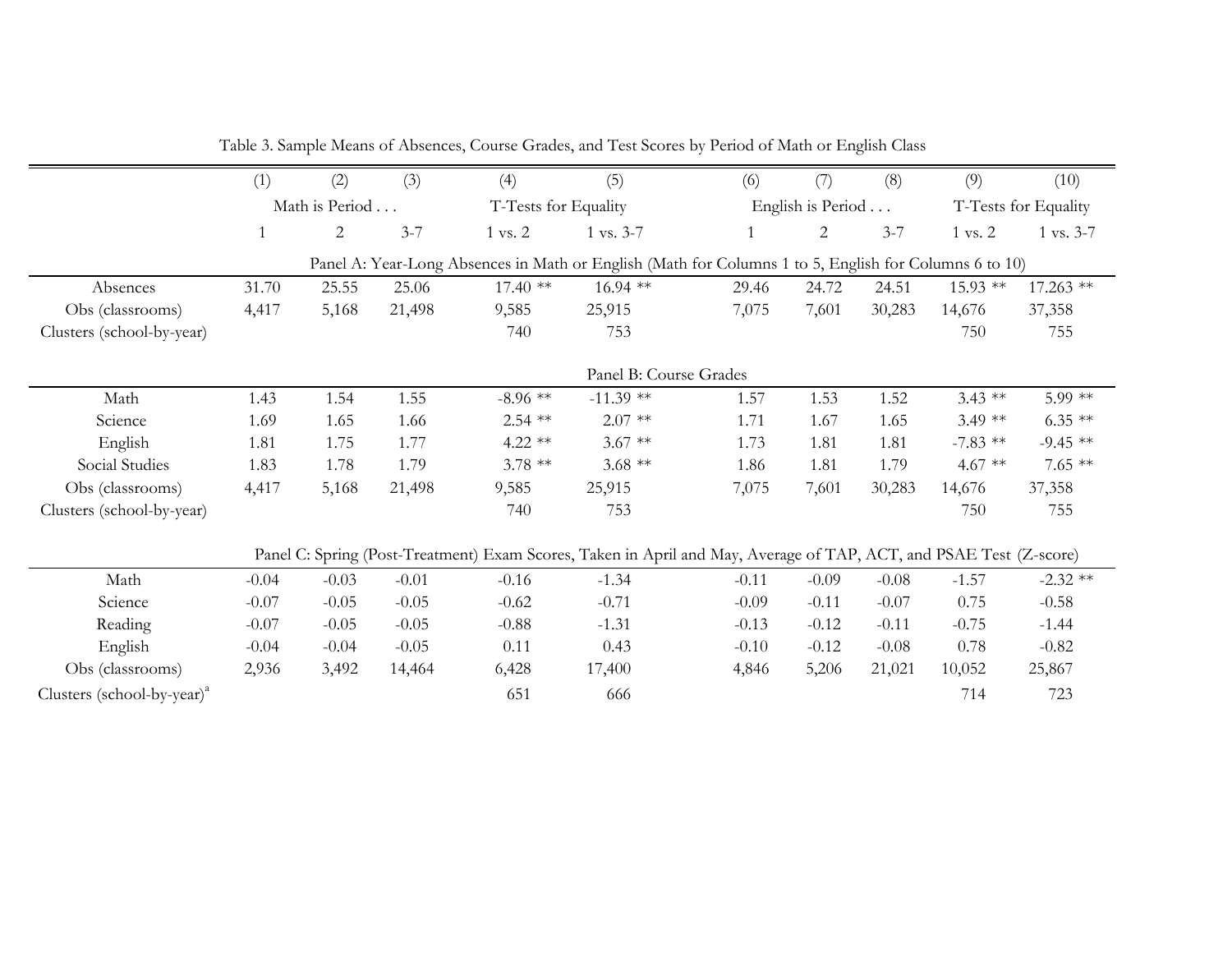Table 3. Sample Means of Absences, Course Grades, and Test Scores by Period of Math or English Class

| | (1) | (2) | (3) | (4) | (5) | (6) | (7) | (8) | (9) | (10) |
|---|---|---|---|---|---|---|---|---|---|---|
| | Math is Period . . . | | | T-Tests for Equality | | English is Period . . . | | | T-Tests for Equality | |
| | 1 | 2 | 3-7 | 1 vs. 2 | 1 vs. 3-7 | 1 | 2 | 3-7 | 1 vs. 2 | 1 vs. 3-7 |
| **Panel A: Year-Long Absences in Math or English (Math for Columns 1 to 5, English for Columns 6 to 10)** | | | | | | | | | | |
| Absences | 31.70 | 25.55 | 25.06 | 17.40 ** | 16.94 ** | 29.46 | 24.72 | 24.51 | 15.93 ** | 17.263 ** |
| Obs (classrooms) | 4,417 | 5,168 | 21,498 | 9,585 | 25,915 | 7,075 | 7,601 | 30,283 | 14,676 | 37,358 |
| Clusters (school-by-year) | | | | 740 | 753 | | | | 750 | 755 |
| **Panel B: Course Grades** | | | | | | | | | | |
| Math | 1.43 | 1.54 | 1.55 | -8.96 ** | -11.39 ** | 1.57 | 1.53 | 1.52 | 3.43 ** | 5.99 ** |
| Science | 1.69 | 1.65 | 1.66 | 2.54 ** | 2.07 ** | 1.71 | 1.67 | 1.65 | 3.49 ** | 6.35 ** |
| English | 1.81 | 1.75 | 1.77 | 4.22 ** | 3.67 ** | 1.73 | 1.81 | 1.81 | -7.83 ** | -9.45 ** |
| Social Studies | 1.83 | 1.78 | 1.79 | 3.78 ** | 3.68 ** | 1.86 | 1.81 | 1.79 | 4.67 ** | 7.65 ** |
| Obs (classrooms) | 4,417 | 5,168 | 21,498 | 9,585 | 25,915 | 7,075 | 7,601 | 30,283 | 14,676 | 37,358 |
| Clusters (school-by-year) | | | | 740 | 753 | | | | 750 | 755 |
| **Panel C: Spring (Post-Treatment) Exam Scores, Taken in April and May, Average of TAP, ACT, and PSAE Test (Z-score)** | | | | | | | | | | |
| Math | -0.04 | -0.03 | -0.01 | -0.16 | -1.34 | -0.11 | -0.09 | -0.08 | -1.57 | -2.32 ** |
| Science | -0.07 | -0.05 | -0.05 | -0.62 | -0.71 | -0.09 | -0.11 | -0.07 | 0.75 | -0.58 |
| Reading | -0.07 | -0.05 | -0.05 | -0.88 | -1.31 | -0.13 | -0.12 | -0.11 | -0.75 | -1.44 |
| English | -0.04 | -0.04 | -0.05 | 0.11 | 0.43 | -0.10 | -0.12 | -0.08 | 0.78 | -0.82 |
| Obs (classrooms) | 2,936 | 3,492 | 14,464 | 6,428 | 17,400 | 4,846 | 5,206 | 21,021 | 10,052 | 25,867 |
| Clusters (school-by-year)[a] | | | | 651 | 666 | | | | 714 | 723 |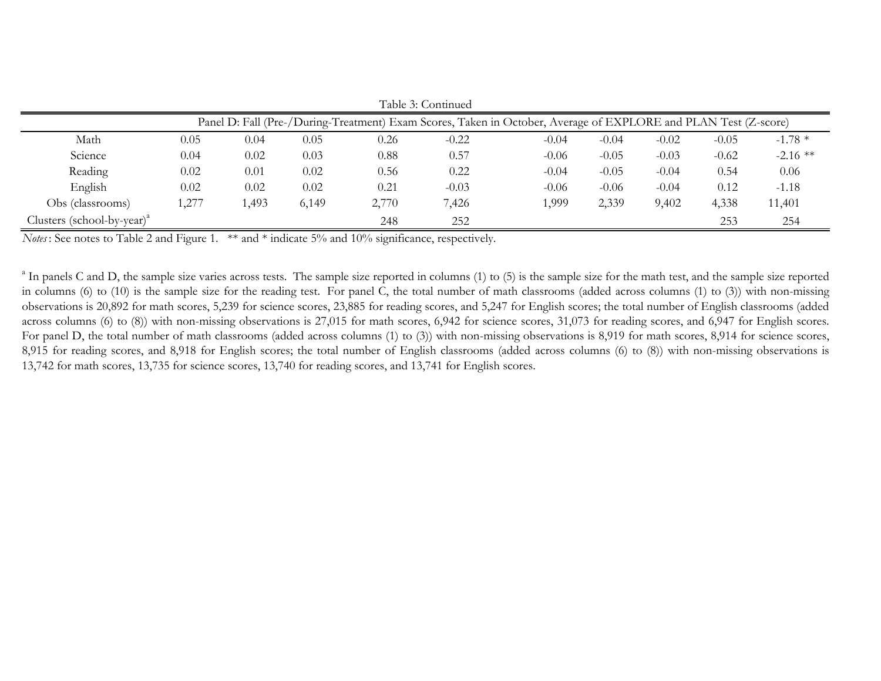Table 3: Continued

| | | | | | | | | | | |
|---|---|---|---|---|---|---|---|---|---|---|
| | Panel D: Fall (Pre-/During-Treatment) Exam Scores, Taken in October, Average of EXPLORE and PLAN Test (Z-score) | | | | | | | | | |
| Math | 0.05 | 0.04 | 0.05 | 0.26 | -0.22 | -0.04 | -0.04 | -0.02 | -0.05 | -1.78 * |
| Science | 0.04 | 0.02 | 0.03 | 0.88 | 0.57 | -0.06 | -0.05 | -0.03 | -0.62 | -2.16 ** |
| Reading | 0.02 | 0.01 | 0.02 | 0.56 | 0.22 | -0.04 | -0.05 | -0.04 | 0.54 | 0.06 |
| English | 0.02 | 0.02 | 0.02 | 0.21 | -0.03 | -0.06 | -0.06 | -0.04 | 0.12 | -1.18 |
| Obs (classrooms) | 1,277 | 1,493 | 6,149 | 2,770 | 7,426 | 1,999 | 2,339 | 9,402 | 4,338 | 11,401 |
| Clusters (school-by-year)[a] | | | | 248 | 252 | | | | 253 | 254 |

*Notes*: See notes to Table 2 and Figure 1. ** and * indicate 5% and 10% significance, respectively.

[a] In panels C and D, the sample size varies across tests. The sample size reported in columns (1) to (5) is the sample size for the math test, and the sample size reported in columns (6) to (10) is the sample size for the reading test. For panel C, the total number of math classrooms (added across columns (1) to (3)) with non-missing observations is 20,892 for math scores, 5,239 for science scores, 23,885 for reading scores, and 5,247 for English scores; the total number of English classrooms (added across columns (6) to (8)) with non-missing observations is 27,015 for math scores, 6,942 for science scores, 31,073 for reading scores, and 6,947 for English scores. For panel D, the total number of math classrooms (added across columns (1) to (3)) with non-missing observations is 8,919 for math scores, 8,914 for science scores, 8,915 for reading scores, and 8,918 for English scores; the total number of English classrooms (added across columns (6) to (8)) with non-missing observations is 13,742 for math scores, 13,735 for science scores, 13,740 for reading scores, and 13,741 for English scores.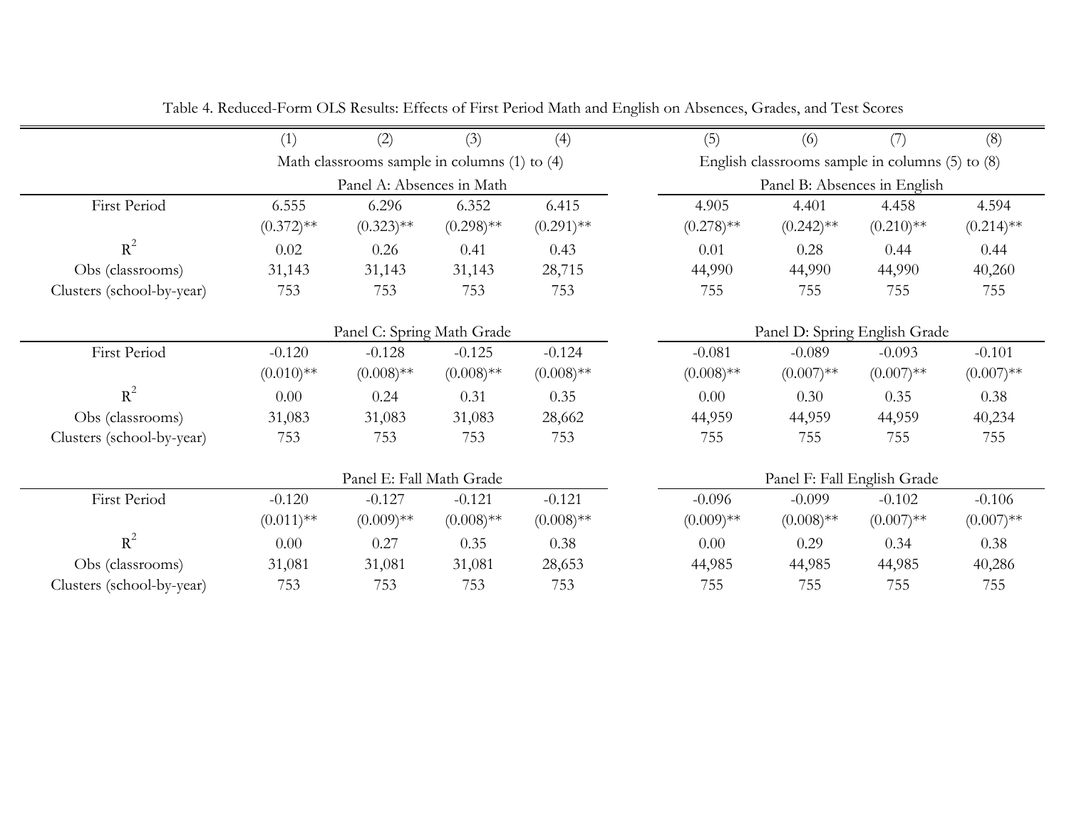Table 4. Reduced-Form OLS Results: Effects of First Period Math and English on Absences, Grades, and Test Scores

| | (1) | (2) | (3) | (4) | (5) | (6) | (7) | (8) |
|---|---|---|---|---|---|---|---|---|
| | Math classrooms sample in columns (1) to (4) | | | | English classrooms sample in columns (5) to (8) | | | |
| | Panel A: Absences in Math | | | | Panel B: Absences in English | | | |
| First Period | 6.555 | 6.296 | 6.352 | 6.415 | 4.905 | 4.401 | 4.458 | 4.594 |
| | (0.372)** | (0.323)** | (0.298)** | (0.291)** | (0.278)** | (0.242)** | (0.210)** | (0.214)** |
| $R^2$ | 0.02 | 0.26 | 0.41 | 0.43 | 0.01 | 0.28 | 0.44 | 0.44 |
| Obs (classrooms) | 31,143 | 31,143 | 31,143 | 28,715 | 44,990 | 44,990 | 44,990 | 40,260 |
| Clusters (school-by-year) | 753 | 753 | 753 | 753 | 755 | 755 | 755 | 755 |
| | Panel C: Spring Math Grade | | | | Panel D: Spring English Grade | | | |
| First Period | -0.120 | -0.128 | -0.125 | -0.124 | -0.081 | -0.089 | -0.093 | -0.101 |
| | (0.010)** | (0.008)** | (0.008)** | (0.008)** | (0.008)** | (0.007)** | (0.007)** | (0.007)** |
| $R^2$ | 0.00 | 0.24 | 0.31 | 0.35 | 0.00 | 0.30 | 0.35 | 0.38 |
| Obs (classrooms) | 31,083 | 31,083 | 31,083 | 28,662 | 44,959 | 44,959 | 44,959 | 40,234 |
| Clusters (school-by-year) | 753 | 753 | 753 | 753 | 755 | 755 | 755 | 755 |
| | Panel E: Fall Math Grade | | | | Panel F: Fall English Grade | | | |
| First Period | -0.120 | -0.127 | -0.121 | -0.121 | -0.096 | -0.099 | -0.102 | -0.106 |
| | (0.011)** | (0.009)** | (0.008)** | (0.008)** | (0.009)** | (0.008)** | (0.007)** | (0.007)** |
| $R^2$ | 0.00 | 0.27 | 0.35 | 0.38 | 0.00 | 0.29 | 0.34 | 0.38 |
| Obs (classrooms) | 31,081 | 31,081 | 31,081 | 28,653 | 44,985 | 44,985 | 44,985 | 40,286 |
| Clusters (school-by-year) | 753 | 753 | 753 | 753 | 755 | 755 | 755 | 755 |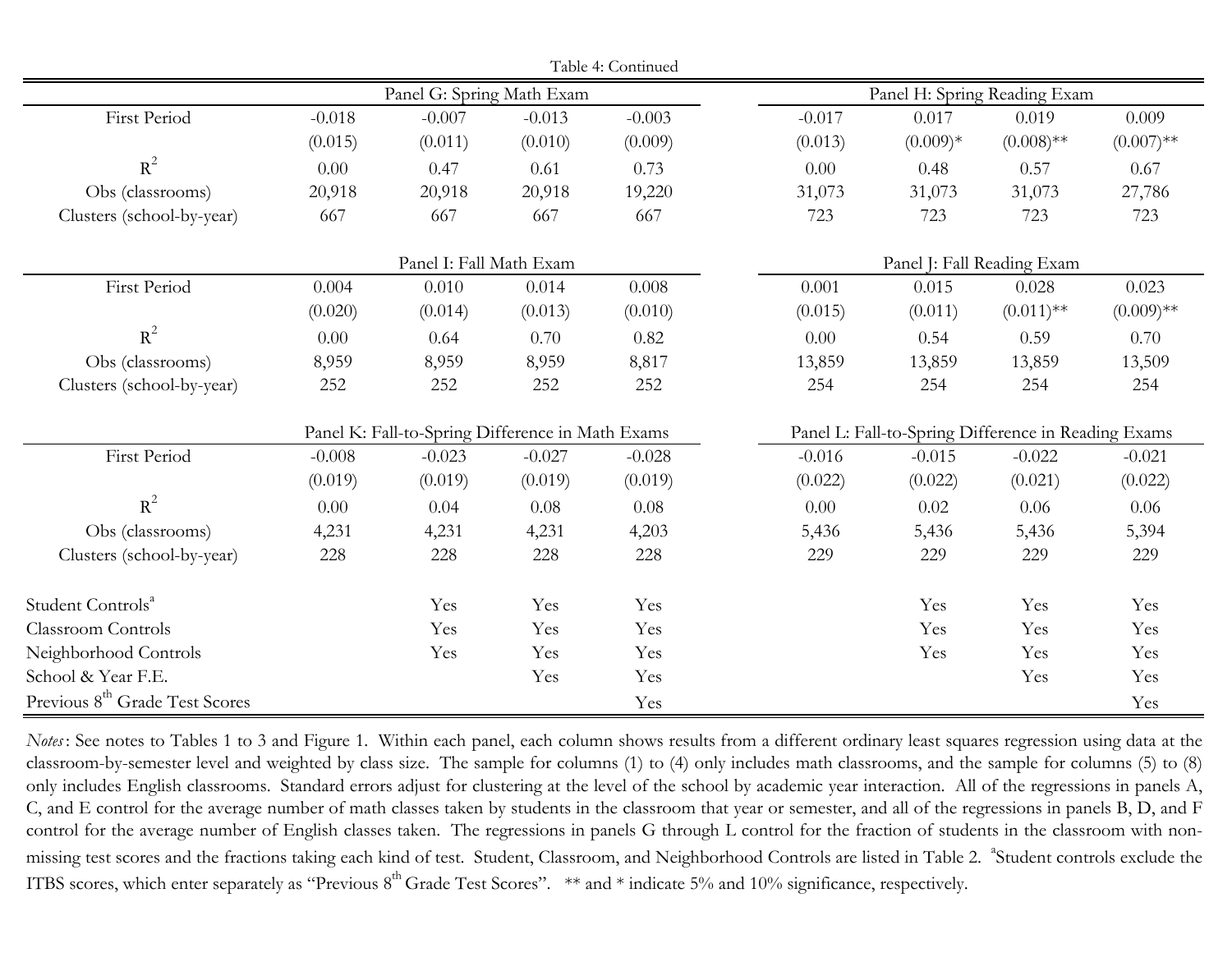Table 4: Continued

| | Panel G: Spring Math Exam | | | | Panel H: Spring Reading Exam | | | |
|---|---|---|---|---|---|---|---|---|
| First Period | -0.018 | -0.007 | -0.013 | -0.003 | -0.017 | 0.017 | 0.019 | 0.009 |
| | (0.015) | (0.011) | (0.010) | (0.009) | (0.013) | (0.009)* | (0.008)** | (0.007)** |
| $R^2$ | 0.00 | 0.47 | 0.61 | 0.73 | 0.00 | 0.48 | 0.57 | 0.67 |
| Obs (classrooms) | 20,918 | 20,918 | 20,918 | 19,220 | 31,073 | 31,073 | 31,073 | 27,786 |
| Clusters (school-by-year) | 667 | 667 | 667 | 667 | 723 | 723 | 723 | 723 |
| | **Panel I: Fall Math Exam** | | | | **Panel J: Fall Reading Exam** | | | |
| First Period | 0.004 | 0.010 | 0.014 | 0.008 | 0.001 | 0.015 | 0.028 | 0.023 |
| | (0.020) | (0.014) | (0.013) | (0.010) | (0.015) | (0.011) | (0.011)** | (0.009)** |
| $R^2$ | 0.00 | 0.64 | 0.70 | 0.82 | 0.00 | 0.54 | 0.59 | 0.70 |
| Obs (classrooms) | 8,959 | 8,959 | 8,959 | 8,817 | 13,859 | 13,859 | 13,859 | 13,509 |
| Clusters (school-by-year) | 252 | 252 | 252 | 252 | 254 | 254 | 254 | 254 |
| | **Panel K: Fall-to-Spring Difference in Math Exams** | | | | **Panel L: Fall-to-Spring Difference in Reading Exams** | | | |
| First Period | -0.008 | -0.023 | -0.027 | -0.028 | -0.016 | -0.015 | -0.022 | -0.021 |
| | (0.019) | (0.019) | (0.019) | (0.019) | (0.022) | (0.022) | (0.021) | (0.022) |
| $R^2$ | 0.00 | 0.04 | 0.08 | 0.08 | 0.00 | 0.02 | 0.06 | 0.06 |
| Obs (classrooms) | 4,231 | 4,231 | 4,231 | 4,203 | 5,436 | 5,436 | 5,436 | 5,394 |
| Clusters (school-by-year) | 228 | 228 | 228 | 228 | 229 | 229 | 229 | 229 |
| Student Controls[a] | | Yes | Yes | Yes | | Yes | Yes | Yes |
| Classroom Controls | | Yes | Yes | Yes | | Yes | Yes | Yes |
| Neighborhood Controls | | Yes | Yes | Yes | | Yes | Yes | Yes |
| School & Year F.E. | | | Yes | Yes | | | Yes | Yes |
| Previous 8th Grade Test Scores | | | | Yes | | | | Yes |

*Notes*: See notes to Tables 1 to 3 and Figure 1. Within each panel, each column shows results from a different ordinary least squares regression using data at the classroom-by-semester level and weighted by class size. The sample for columns (1) to (4) only includes math classrooms, and the sample for columns (5) to (8) only includes English classrooms. Standard errors adjust for clustering at the level of the school by academic year interaction. All of the regressions in panels A, C, and E control for the average number of math classes taken by students in the classroom that year or semester, and all of the regressions in panels B, D, and F control for the average number of English classes taken. The regressions in panels G through L control for the fraction of students in the classroom with non-missing test scores and the fractions taking each kind of test. Student, Classroom, and Neighborhood Controls are listed in Table 2. [a]Student controls exclude the ITBS scores, which enter separately as "Previous 8th Grade Test Scores". ** and * indicate 5% and 10% significance, respectively.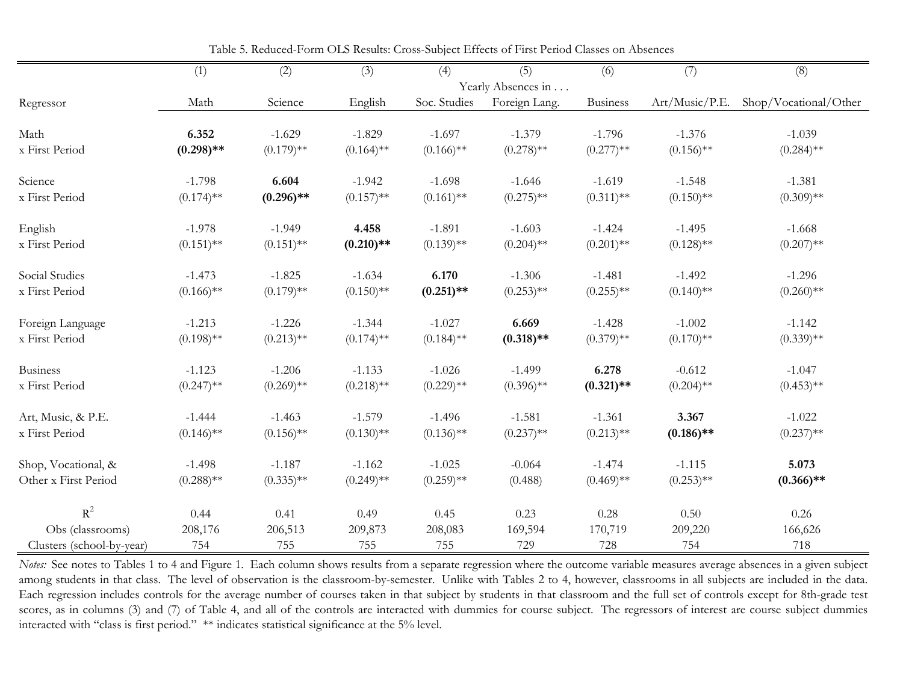Table 5. Reduced-Form OLS Results: Cross-Subject Effects of First Period Classes on Absences

| | (1) | (2) | (3) | (4) | (5) | (6) | (7) | (8) |
|---|---|---|---|---|---|---|---|---|
| | Yearly Absences in . . . | | | | | | | |
| Regressor | Math | Science | English | Soc. Studies | Foreign Lang. | Business | Art/Music/P.E. | Shop/Vocational/Other |
| Math | **6.352** | -1.629 | -1.829 | -1.697 | -1.379 | -1.796 | -1.376 | -1.039 |
| x First Period | **(0.298)**** | (0.179)** | (0.164)** | (0.166)** | (0.278)** | (0.277)** | (0.156)** | (0.284)** |
| Science | -1.798 | **6.604** | -1.942 | -1.698 | -1.646 | -1.619 | -1.548 | -1.381 |
| x First Period | (0.174)** | **(0.296)**** | (0.157)** | (0.161)** | (0.275)** | (0.311)** | (0.150)** | (0.309)** |
| English | -1.978 | -1.949 | **4.458** | -1.891 | -1.603 | -1.424 | -1.495 | -1.668 |
| x First Period | (0.151)** | (0.151)** | **(0.210)**** | (0.139)** | (0.204)** | (0.201)** | (0.128)** | (0.207)** |
| Social Studies | -1.473 | -1.825 | -1.634 | **6.170** | -1.306 | -1.481 | -1.492 | -1.296 |
| x First Period | (0.166)** | (0.179)** | (0.150)** | **(0.251)**** | (0.253)** | (0.255)** | (0.140)** | (0.260)** |
| Foreign Language | -1.213 | -1.226 | -1.344 | -1.027 | **6.669** | -1.428 | -1.002 | -1.142 |
| x First Period | (0.198)** | (0.213)** | (0.174)** | (0.184)** | **(0.318)**** | (0.379)** | (0.170)** | (0.339)** |
| Business | -1.123 | -1.206 | -1.133 | -1.026 | -1.499 | **6.278** | -0.612 | -1.047 |
| x First Period | (0.247)** | (0.269)** | (0.218)** | (0.229)** | (0.396)** | **(0.321)**** | (0.204)** | (0.453)** |
| Art, Music, & P.E. | -1.444 | -1.463 | -1.579 | -1.496 | -1.581 | -1.361 | **3.367** | -1.022 |
| x First Period | (0.146)** | (0.156)** | (0.130)** | (0.136)** | (0.237)** | (0.213)** | **(0.186)**** | (0.237)** |
| Shop, Vocational, & | -1.498 | -1.187 | -1.162 | -1.025 | -0.064 | -1.474 | -1.115 | **5.073** |
| Other x First Period | (0.288)** | (0.335)** | (0.249)** | (0.259)** | (0.488) | (0.469)** | (0.253)** | **(0.366)**** |
| $R^2$ | 0.44 | 0.41 | 0.49 | 0.45 | 0.23 | 0.28 | 0.50 | 0.26 |
| Obs (classrooms) | 208,176 | 206,513 | 209,873 | 208,083 | 169,594 | 170,719 | 209,220 | 166,626 |
| Clusters (school-by-year) | 754 | 755 | 755 | 755 | 729 | 728 | 754 | 718 |

*Notes:* See notes to Tables 1 to 4 and Figure 1. Each column shows results from a separate regression where the outcome variable measures average absences in a given subject among students in that class. The level of observation is the classroom-by-semester. Unlike with Tables 2 to 4, however, classrooms in all subjects are included in the data. Each regression includes controls for the average number of courses taken in that subject by students in that classroom and the full set of controls except for 8th-grade test scores, as in columns (3) and (7) of Table 4, and all of the controls are interacted with dummies for course subject. The regressors of interest are course subject dummies interacted with "class is first period." ** indicates statistical significance at the 5% level.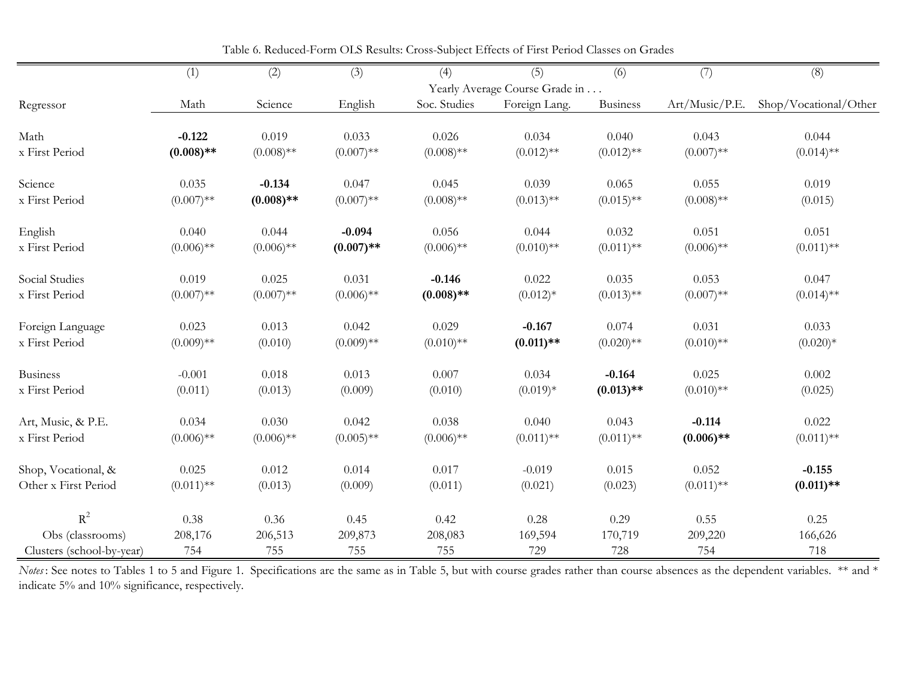Table 6. Reduced-Form OLS Results: Cross-Subject Effects of First Period Classes on Grades

| | (1) | (2) | (3) | (4) | (5) | (6) | (7) | (8) |
|---|---|---|---|---|---|---|---|---|
| | Yearly Average Course Grade in . . . | | | | | | | |
| Regressor | Math | Science | English | Soc. Studies | Foreign Lang. | Business | Art/Music/P.E. | Shop/Vocational/Other |
| Math | **-0.122** | 0.019 | 0.033 | 0.026 | 0.034 | 0.040 | 0.043 | 0.044 |
| x First Period | **(0.008)\*\*** | (0.008)\*\* | (0.007)\*\* | (0.008)\*\* | (0.012)\*\* | (0.012)\*\* | (0.007)\*\* | (0.014)\*\* |
| Science | 0.035 | **-0.134** | 0.047 | 0.045 | 0.039 | 0.065 | 0.055 | 0.019 |
| x First Period | (0.007)\*\* | **(0.008)\*\*** | (0.007)\*\* | (0.008)\*\* | (0.013)\*\* | (0.015)\*\* | (0.008)\*\* | (0.015) |
| English | 0.040 | 0.044 | **-0.094** | 0.056 | 0.044 | 0.032 | 0.051 | 0.051 |
| x First Period | (0.006)\*\* | (0.006)\*\* | **(0.007)\*\*** | (0.006)\*\* | (0.010)\*\* | (0.011)\*\* | (0.006)\*\* | (0.011)\*\* |
| Social Studies | 0.019 | 0.025 | 0.031 | **-0.146** | 0.022 | 0.035 | 0.053 | 0.047 |
| x First Period | (0.007)\*\* | (0.007)\*\* | (0.006)\*\* | **(0.008)\*\*** | (0.012)\* | (0.013)\*\* | (0.007)\*\* | (0.014)\*\* |
| Foreign Language | 0.023 | 0.013 | 0.042 | 0.029 | **-0.167** | 0.074 | 0.031 | 0.033 |
| x First Period | (0.009)\*\* | (0.010) | (0.009)\*\* | (0.010)\*\* | **(0.011)\*\*** | (0.020)\*\* | (0.010)\*\* | (0.020)\* |
| Business | -0.001 | 0.018 | 0.013 | 0.007 | 0.034 | **-0.164** | 0.025 | 0.002 |
| x First Period | (0.011) | (0.013) | (0.009) | (0.010) | (0.019)\* | **(0.013)\*\*** | (0.010)\*\* | (0.025) |
| Art, Music, & P.E. | 0.034 | 0.030 | 0.042 | 0.038 | 0.040 | 0.043 | **-0.114** | 0.022 |
| x First Period | (0.006)\*\* | (0.006)\*\* | (0.005)\*\* | (0.006)\*\* | (0.011)\*\* | (0.011)\*\* | **(0.006)\*\*** | (0.011)\*\* |
| Shop, Vocational, & | 0.025 | 0.012 | 0.014 | 0.017 | -0.019 | 0.015 | 0.052 | **-0.155** |
| Other x First Period | (0.011)\*\* | (0.013) | (0.009) | (0.011) | (0.021) | (0.023) | (0.011)\*\* | **(0.011)\*\*** |
| $R^2$ | 0.38 | 0.36 | 0.45 | 0.42 | 0.28 | 0.29 | 0.55 | 0.25 |
| Obs (classrooms) | 208,176 | 206,513 | 209,873 | 208,083 | 169,594 | 170,719 | 209,220 | 166,626 |
| Clusters (school-by-year) | 754 | 755 | 755 | 755 | 729 | 728 | 754 | 718 |

*Notes*: See notes to Tables 1 to 5 and Figure 1. Specifications are the same as in Table 5, but with course grades rather than course absences as the dependent variables. ** and * indicate 5% and 10% significance, respectively.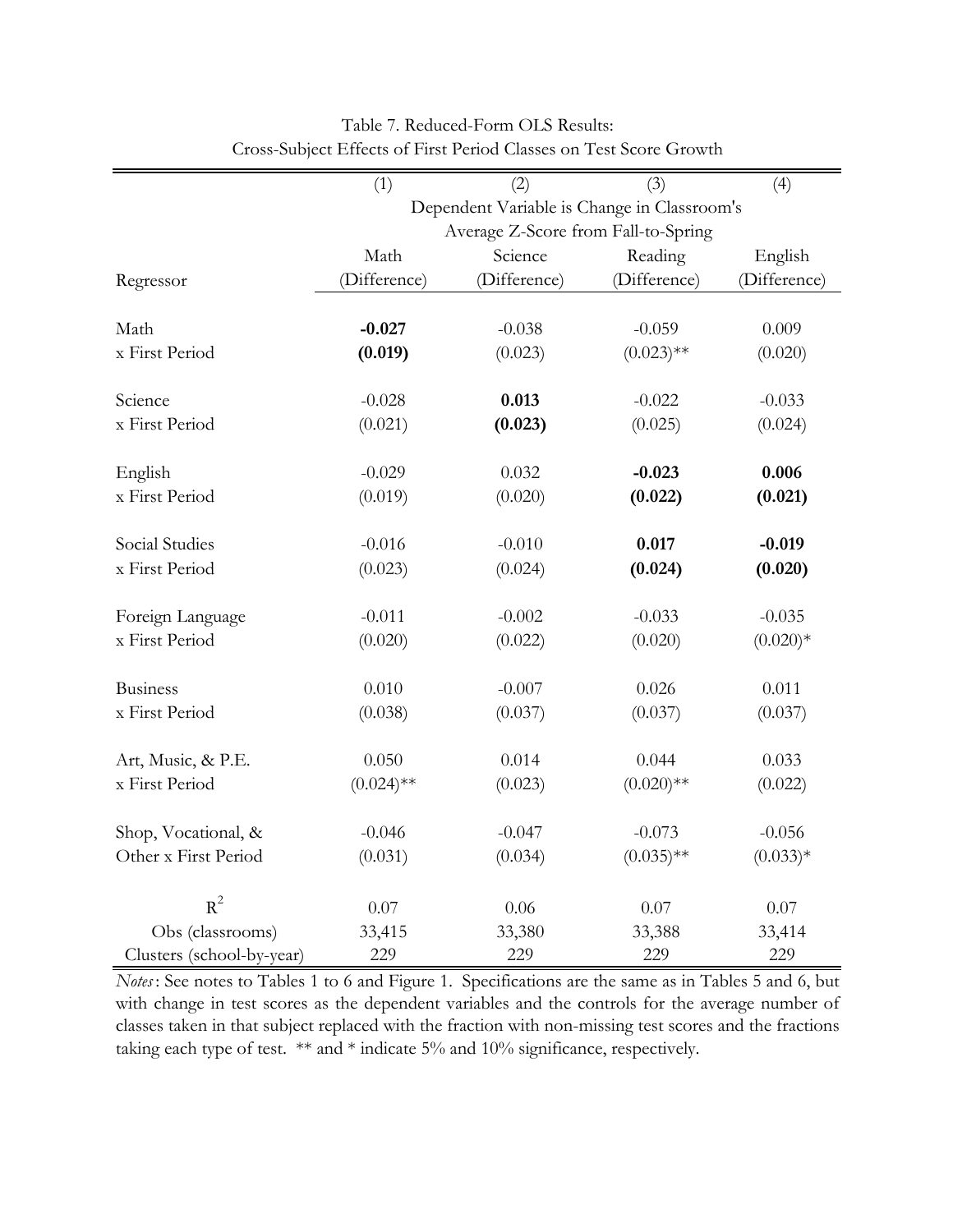Table 7. Reduced-Form OLS Results:
Cross-Subject Effects of First Period Classes on Test Score Growth

| | (1) | (2) | (3) | (4) |
|---|---|---|---|---|
| | Dependent Variable is Change in Classroom's Average Z-Score from Fall-to-Spring | | | |
| | Math | Science | Reading | English |
| Regressor | (Difference) | (Difference) | (Difference) | (Difference) |
| Math | **-0.027** | -0.038 | -0.059 | 0.009 |
| x First Period | **(0.019)** | (0.023) | (0.023)** | (0.020) |
| Science | -0.028 | **0.013** | -0.022 | -0.033 |
| x First Period | (0.021) | **(0.023)** | (0.025) | (0.024) |
| English | -0.029 | 0.032 | **-0.023** | **0.006** |
| x First Period | (0.019) | (0.020) | **(0.022)** | **(0.021)** |
| Social Studies | -0.016 | -0.010 | **0.017** | **-0.019** |
| x First Period | (0.023) | (0.024) | **(0.024)** | **(0.020)** |
| Foreign Language | -0.011 | -0.002 | -0.033 | -0.035 |
| x First Period | (0.020) | (0.022) | (0.020) | (0.020)* |
| Business | 0.010 | -0.007 | 0.026 | 0.011 |
| x First Period | (0.038) | (0.037) | (0.037) | (0.037) |
| Art, Music, & P.E. | 0.050 | 0.014 | 0.044 | 0.033 |
| x First Period | (0.024)** | (0.023) | (0.020)** | (0.022) |
| Shop, Vocational, & | -0.046 | -0.047 | -0.073 | -0.056 |
| Other x First Period | (0.031) | (0.034) | (0.035)** | (0.033)* |
| $R^2$ | 0.07 | 0.06 | 0.07 | 0.07 |
| Obs (classrooms) | 33,415 | 33,380 | 33,388 | 33,414 |
| Clusters (school-by-year) | 229 | 229 | 229 | 229 |

*Notes*: See notes to Tables 1 to 6 and Figure 1. Specifications are the same as in Tables 5 and 6, but with change in test scores as the dependent variables and the controls for the average number of classes taken in that subject replaced with the fraction with non-missing test scores and the fractions taking each type of test. ** and * indicate 5% and 10% significance, respectively.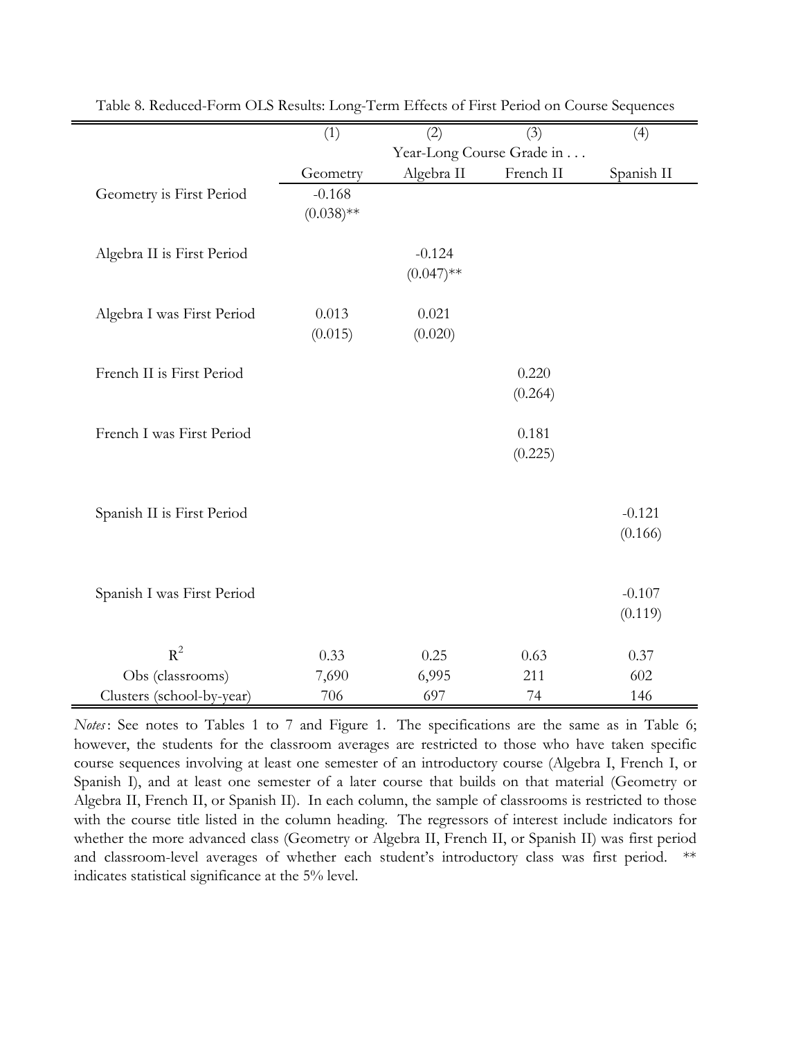Table 8. Reduced-Form OLS Results: Long-Term Effects of First Period on Course Sequences

| | (1) | (2) | (3) | (4) |
|---|---|---|---|---|
| | Year-Long Course Grade in . . . | | | |
| | Geometry | Algebra II | French II | Spanish II |
| Geometry is First Period | -0.168 | | | |
| | (0.038)** | | | |
| Algebra II is First Period | | -0.124 | | |
| | | (0.047)** | | |
| Algebra I was First Period | 0.013 | 0.021 | | |
| | (0.015) | (0.020) | | |
| French II is First Period | | | 0.220 | |
| | | | (0.264) | |
| French I was First Period | | | 0.181 | |
| | | | (0.225) | |
| Spanish II is First Period | | | | -0.121 |
| | | | | (0.166) |
| Spanish I was First Period | | | | -0.107 |
| | | | | (0.119) |
| $R^2$ | 0.33 | 0.25 | 0.63 | 0.37 |
| Obs (classrooms) | 7,690 | 6,995 | 211 | 602 |
| Clusters (school-by-year) | 706 | 697 | 74 | 146 |

*Notes*: See notes to Tables 1 to 7 and Figure 1. The specifications are the same as in Table 6; however, the students for the classroom averages are restricted to those who have taken specific course sequences involving at least one semester of an introductory course (Algebra I, French I, or Spanish I), and at least one semester of a later course that builds on that material (Geometry or Algebra II, French II, or Spanish II). In each column, the sample of classrooms is restricted to those with the course title listed in the column heading. The regressors of interest include indicators for whether the more advanced class (Geometry or Algebra II, French II, or Spanish II) was first period and classroom-level averages of whether each student's introductory class was first period. ** indicates statistical significance at the 5% level.